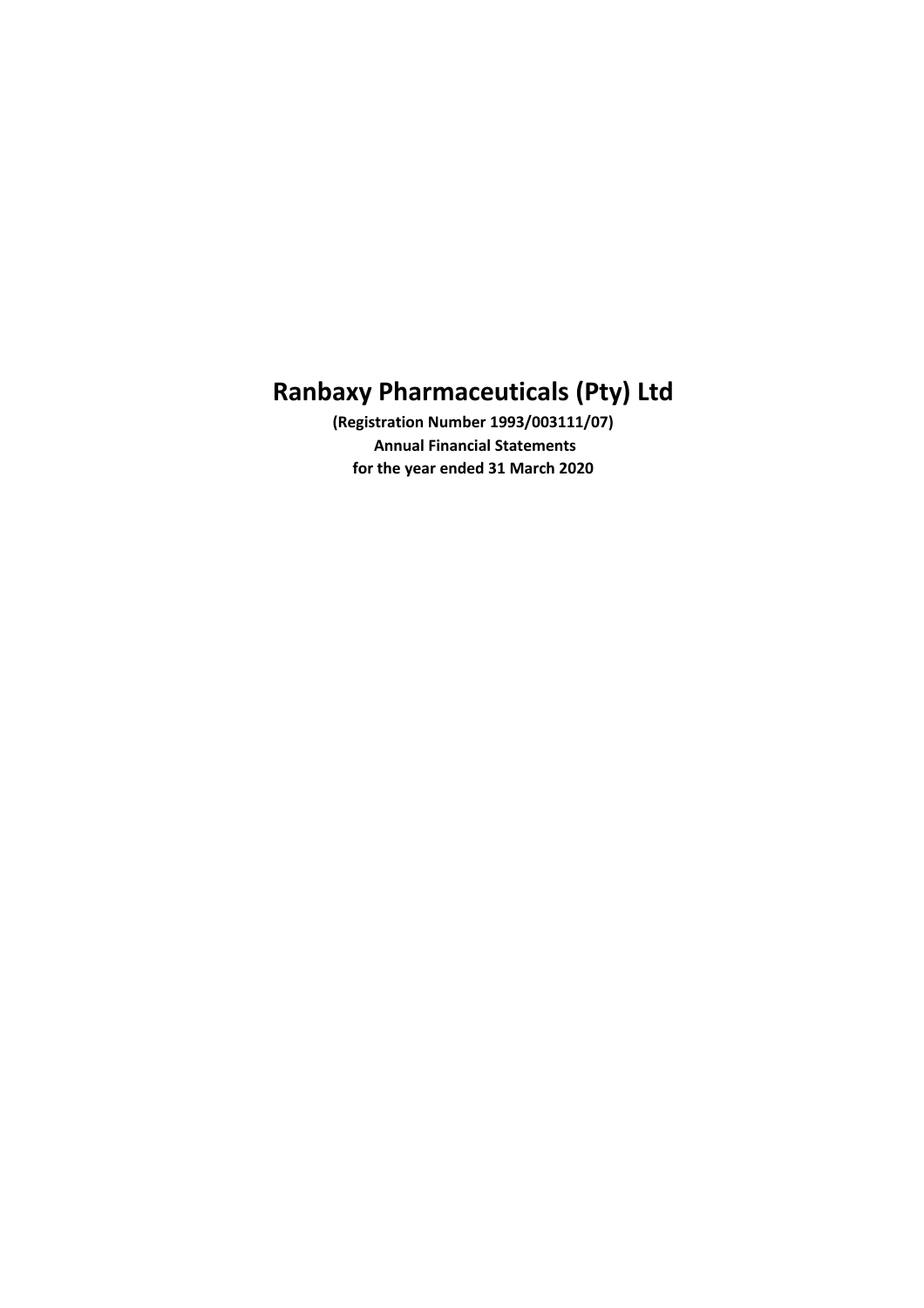# Ranbaxy Pharmaceuticals (Pty) Ltd

**(Registration Number 1993/003111/07)**

**Annual Financial Statements**

**for the year ended 31 March 2020**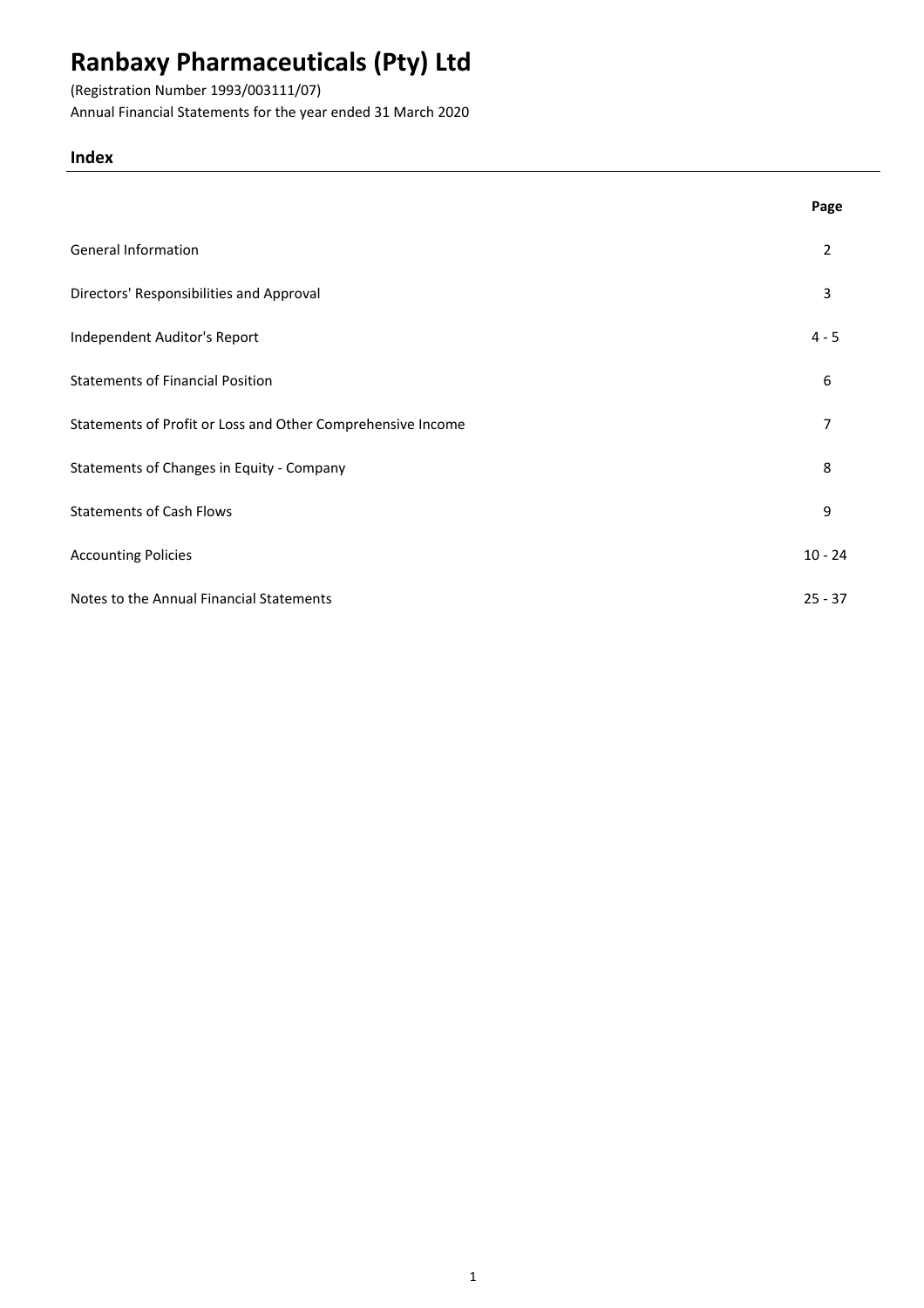# Ranbaxy Pharmaceuticals (Pty) Ltd

(Registration Number 1993/003111/07)

Annual Financial Statements for the year ended 31 March 2020

## Index

| | Page |
|---|---|
| General Information | 2 |
| Directors' Responsibilities and Approval | 3 |
| Independent Auditor's Report | 4 - 5 |
| Statements of Financial Position | 6 |
| Statements of Profit or Loss and Other Comprehensive Income | 7 |
| Statements of Changes in Equity - Company | 8 |
| Statements of Cash Flows | 9 |
| Accounting Policies | 10 - 24 |
| Notes to the Annual Financial Statements | 25 - 37 |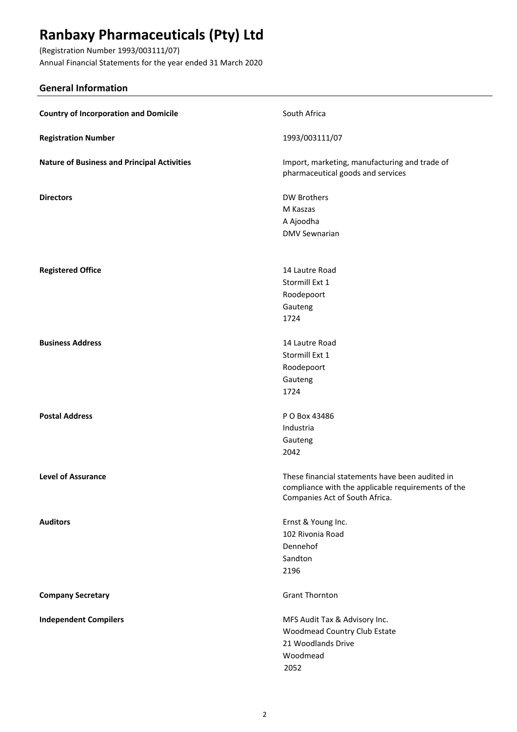# Ranbaxy Pharmaceuticals (Pty) Ltd

(Registration Number 1993/003111/07)
Annual Financial Statements for the year ended 31 March 2020

## General Information

| | |
|---|---|
| **Country of Incorporation and Domicile** | South Africa |
| **Registration Number** | 1993/003111/07 |
| **Nature of Business and Principal Activities** | Import, marketing, manufacturing and trade of pharmaceutical goods and services |
| **Directors** | DW Brothers<br>M Kaszas<br>A Ajoodha<br>DMV Sewnarian |
| **Registered Office** | 14 Lautre Road<br>Stormill Ext 1<br>Roodepoort<br>Gauteng<br>1724 |
| **Business Address** | 14 Lautre Road<br>Stormill Ext 1<br>Roodepoort<br>Gauteng<br>1724 |
| **Postal Address** | P O Box 43486<br>Industria<br>Gauteng<br>2042 |
| **Level of Assurance** | These financial statements have been audited in compliance with the applicable requirements of the Companies Act of South Africa. |
| **Auditors** | Ernst & Young Inc.<br>102 Rivonia Road<br>Dennehof<br>Sandton<br>2196 |
| **Company Secretary** | Grant Thornton |
| **Independent Compilers** | MFS Audit Tax & Advisory Inc.<br>Woodmead Country Club Estate<br>21 Woodlands Drive<br>Woodmead<br>2052 |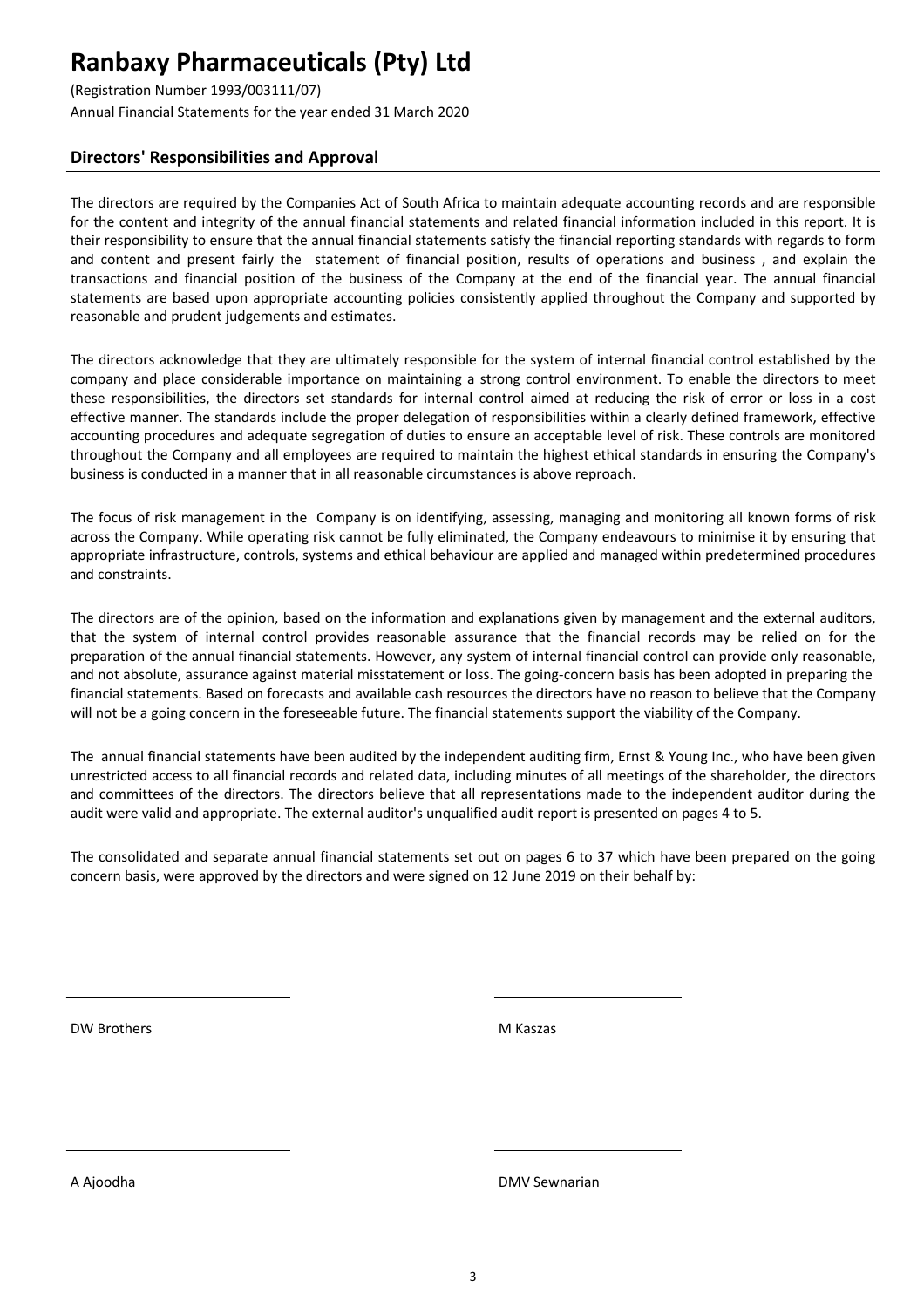# Ranbaxy Pharmaceuticals (Pty) Ltd

(Registration Number 1993/003111/07)
Annual Financial Statements for the year ended 31 March 2020

## Directors' Responsibilities and Approval

The directors are required by the Companies Act of South Africa to maintain adequate accounting records and are responsible for the content and integrity of the annual financial statements and related financial information included in this report. It is their responsibility to ensure that the annual financial statements satisfy the financial reporting standards with regards to form and content and present fairly the statement of financial position, results of operations and business , and explain the transactions and financial position of the business of the Company at the end of the financial year. The annual financial statements are based upon appropriate accounting policies consistently applied throughout the Company and supported by reasonable and prudent judgements and estimates.

The directors acknowledge that they are ultimately responsible for the system of internal financial control established by the company and place considerable importance on maintaining a strong control environment. To enable the directors to meet these responsibilities, the directors set standards for internal control aimed at reducing the risk of error or loss in a cost effective manner. The standards include the proper delegation of responsibilities within a clearly defined framework, effective accounting procedures and adequate segregation of duties to ensure an acceptable level of risk. These controls are monitored throughout the Company and all employees are required to maintain the highest ethical standards in ensuring the Company's business is conducted in a manner that in all reasonable circumstances is above reproach.

The focus of risk management in the Company is on identifying, assessing, managing and monitoring all known forms of risk across the Company. While operating risk cannot be fully eliminated, the Company endeavours to minimise it by ensuring that appropriate infrastructure, controls, systems and ethical behaviour are applied and managed within predetermined procedures and constraints.

The directors are of the opinion, based on the information and explanations given by management and the external auditors, that the system of internal control provides reasonable assurance that the financial records may be relied on for the preparation of the annual financial statements. However, any system of internal financial control can provide only reasonable, and not absolute, assurance against material misstatement or loss. The going-concern basis has been adopted in preparing the financial statements. Based on forecasts and available cash resources the directors have no reason to believe that the Company will not be a going concern in the foreseeable future. The financial statements support the viability of the Company.

The annual financial statements have been audited by the independent auditing firm, Ernst & Young Inc., who have been given unrestricted access to all financial records and related data, including minutes of all meetings of the shareholder, the directors and committees of the directors. The directors believe that all representations made to the independent auditor during the audit were valid and appropriate. The external auditor's unqualified audit report is presented on pages 4 to 5.

The consolidated and separate annual financial statements set out on pages 6 to 37 which have been prepared on the going concern basis, were approved by the directors and were signed on 12 June 2019 on their behalf by:

DW Brothers

M Kaszas

A Ajoodha

DMV Sewnarian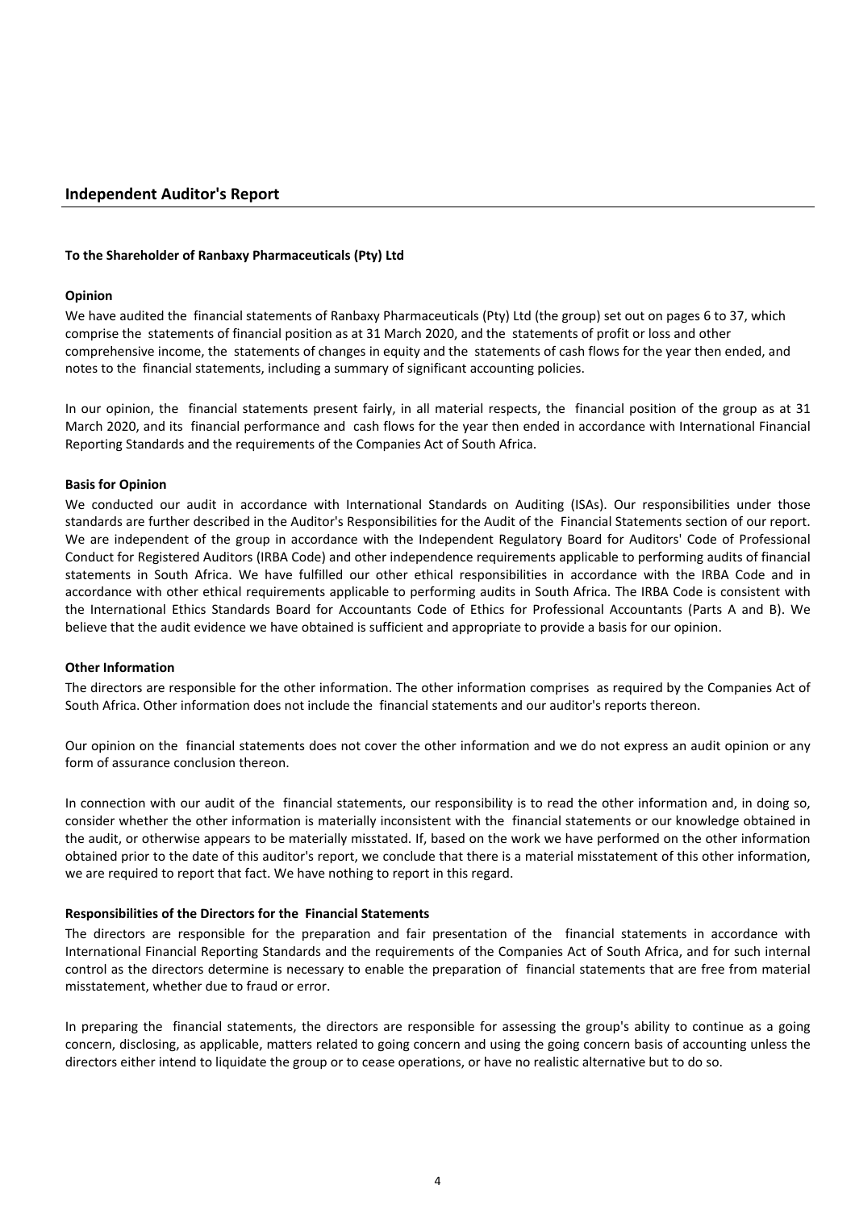## Independent Auditor's Report

**To the Shareholder of Ranbaxy Pharmaceuticals (Pty) Ltd**

**Opinion**

We have audited the financial statements of Ranbaxy Pharmaceuticals (Pty) Ltd (the group) set out on pages 6 to 37, which comprise the statements of financial position as at 31 March 2020, and the statements of profit or loss and other comprehensive income, the statements of changes in equity and the statements of cash flows for the year then ended, and notes to the financial statements, including a summary of significant accounting policies.

In our opinion, the financial statements present fairly, in all material respects, the financial position of the group as at 31 March 2020, and its financial performance and cash flows for the year then ended in accordance with International Financial Reporting Standards and the requirements of the Companies Act of South Africa.

**Basis for Opinion**

We conducted our audit in accordance with International Standards on Auditing (ISAs). Our responsibilities under those standards are further described in the Auditor's Responsibilities for the Audit of the Financial Statements section of our report. We are independent of the group in accordance with the Independent Regulatory Board for Auditors' Code of Professional Conduct for Registered Auditors (IRBA Code) and other independence requirements applicable to performing audits of financial statements in South Africa. We have fulfilled our other ethical responsibilities in accordance with the IRBA Code and in accordance with other ethical requirements applicable to performing audits in South Africa. The IRBA Code is consistent with the International Ethics Standards Board for Accountants Code of Ethics for Professional Accountants (Parts A and B). We believe that the audit evidence we have obtained is sufficient and appropriate to provide a basis for our opinion.

**Other Information**

The directors are responsible for the other information. The other information comprises as required by the Companies Act of South Africa. Other information does not include the financial statements and our auditor's reports thereon.

Our opinion on the financial statements does not cover the other information and we do not express an audit opinion or any form of assurance conclusion thereon.

In connection with our audit of the financial statements, our responsibility is to read the other information and, in doing so, consider whether the other information is materially inconsistent with the financial statements or our knowledge obtained in the audit, or otherwise appears to be materially misstated. If, based on the work we have performed on the other information obtained prior to the date of this auditor's report, we conclude that there is a material misstatement of this other information, we are required to report that fact. We have nothing to report in this regard.

**Responsibilities of the Directors for the Financial Statements**

The directors are responsible for the preparation and fair presentation of the financial statements in accordance with International Financial Reporting Standards and the requirements of the Companies Act of South Africa, and for such internal control as the directors determine is necessary to enable the preparation of financial statements that are free from material misstatement, whether due to fraud or error.

In preparing the financial statements, the directors are responsible for assessing the group's ability to continue as a going concern, disclosing, as applicable, matters related to going concern and using the going concern basis of accounting unless the directors either intend to liquidate the group or to cease operations, or have no realistic alternative but to do so.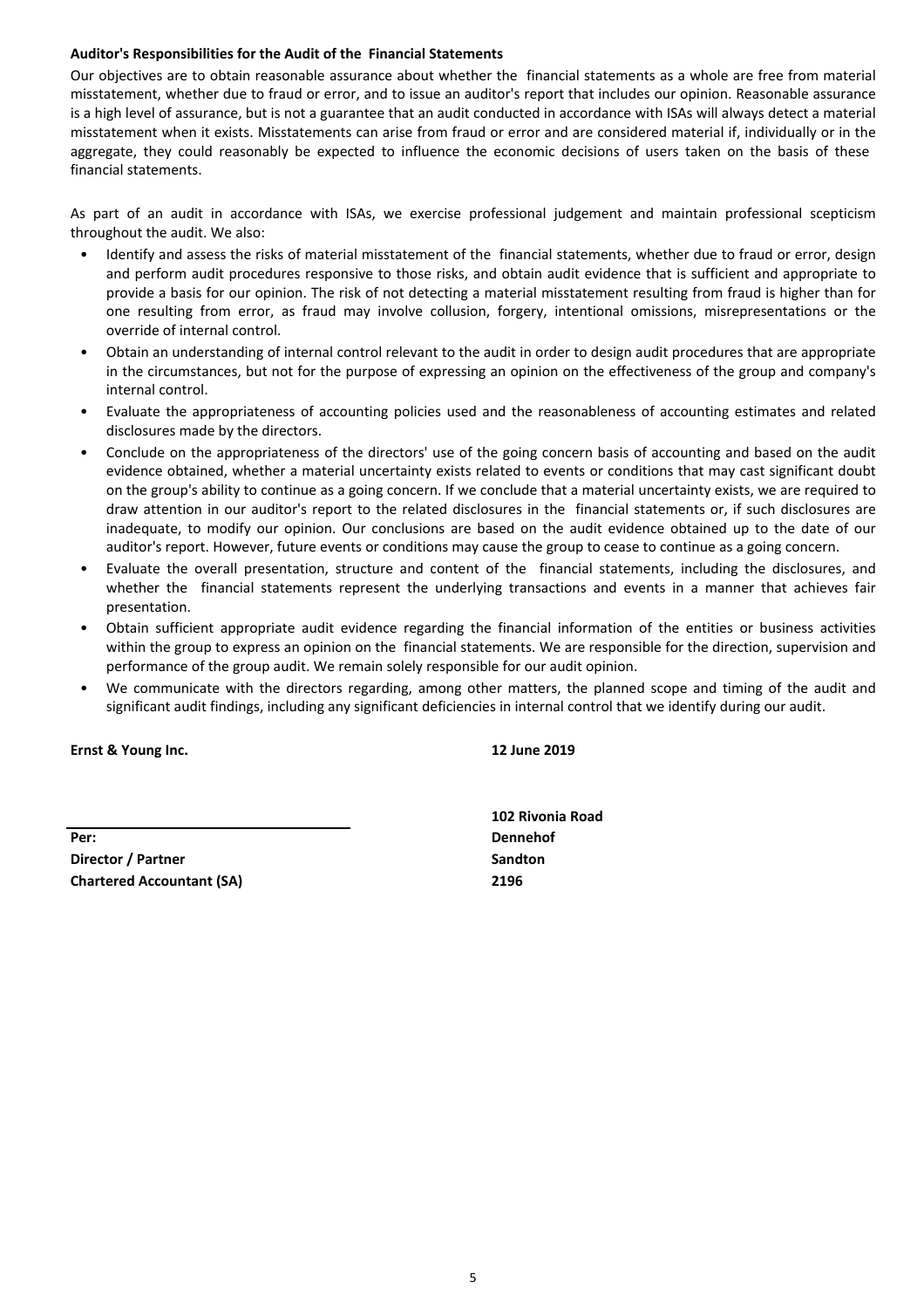**Auditor's Responsibilities for the Audit of the Financial Statements**

Our objectives are to obtain reasonable assurance about whether the financial statements as a whole are free from material misstatement, whether due to fraud or error, and to issue an auditor's report that includes our opinion. Reasonable assurance is a high level of assurance, but is not a guarantee that an audit conducted in accordance with ISAs will always detect a material misstatement when it exists. Misstatements can arise from fraud or error and are considered material if, individually or in the aggregate, they could reasonably be expected to influence the economic decisions of users taken on the basis of these financial statements.

As part of an audit in accordance with ISAs, we exercise professional judgement and maintain professional scepticism throughout the audit. We also:

- Identify and assess the risks of material misstatement of the financial statements, whether due to fraud or error, design and perform audit procedures responsive to those risks, and obtain audit evidence that is sufficient and appropriate to provide a basis for our opinion. The risk of not detecting a material misstatement resulting from fraud is higher than for one resulting from error, as fraud may involve collusion, forgery, intentional omissions, misrepresentations or the override of internal control.
- Obtain an understanding of internal control relevant to the audit in order to design audit procedures that are appropriate in the circumstances, but not for the purpose of expressing an opinion on the effectiveness of the group and company's internal control.
- Evaluate the appropriateness of accounting policies used and the reasonableness of accounting estimates and related disclosures made by the directors.
- Conclude on the appropriateness of the directors' use of the going concern basis of accounting and based on the audit evidence obtained, whether a material uncertainty exists related to events or conditions that may cast significant doubt on the group's ability to continue as a going concern. If we conclude that a material uncertainty exists, we are required to draw attention in our auditor's report to the related disclosures in the financial statements or, if such disclosures are inadequate, to modify our opinion. Our conclusions are based on the audit evidence obtained up to the date of our auditor's report. However, future events or conditions may cause the group to cease to continue as a going concern.
- Evaluate the overall presentation, structure and content of the financial statements, including the disclosures, and whether the financial statements represent the underlying transactions and events in a manner that achieves fair presentation.
- Obtain sufficient appropriate audit evidence regarding the financial information of the entities or business activities within the group to express an opinion on the financial statements. We are responsible for the direction, supervision and performance of the group audit. We remain solely responsible for our audit opinion.
- We communicate with the directors regarding, among other matters, the planned scope and timing of the audit and significant audit findings, including any significant deficiencies in internal control that we identify during our audit.

**Ernst & Young Inc.**

**12 June 2019**

**Per:**
**Director / Partner**
**Chartered Accountant (SA)**

**102 Rivonia Road**
**Dennehof**
**Sandton**
**2196**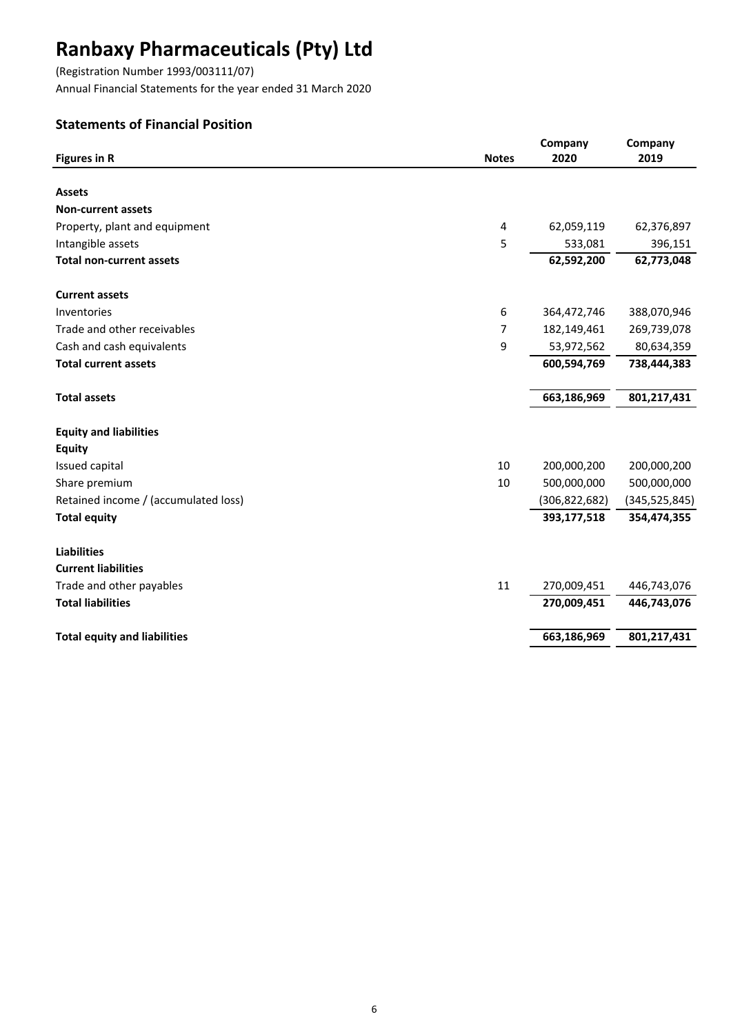# Ranbaxy Pharmaceuticals (Pty) Ltd

(Registration Number 1993/003111/07)
Annual Financial Statements for the year ended 31 March 2020

## Statements of Financial Position

| Figures in R | Notes | Company 2020 | Company 2019 |
|---|---|---|---|
| **Assets** | | | |
| **Non-current assets** | | | |
| Property, plant and equipment | 4 | 62,059,119 | 62,376,897 |
| Intangible assets | 5 | 533,081 | 396,151 |
| **Total non-current assets** | | **62,592,200** | **62,773,048** |
| **Current assets** | | | |
| Inventories | 6 | 364,472,746 | 388,070,946 |
| Trade and other receivables | 7 | 182,149,461 | 269,739,078 |
| Cash and cash equivalents | 9 | 53,972,562 | 80,634,359 |
| **Total current assets** | | **600,594,769** | **738,444,383** |
| **Total assets** | | **663,186,969** | **801,217,431** |
| **Equity and liabilities** | | | |
| **Equity** | | | |
| Issued capital | 10 | 200,000,200 | 200,000,200 |
| Share premium | 10 | 500,000,000 | 500,000,000 |
| Retained income / (accumulated loss) | | (306,822,682) | (345,525,845) |
| **Total equity** | | **393,177,518** | **354,474,355** |
| **Liabilities** | | | |
| **Current liabilities** | | | |
| Trade and other payables | 11 | 270,009,451 | 446,743,076 |
| **Total liabilities** | | **270,009,451** | **446,743,076** |
| **Total equity and liabilities** | | **663,186,969** | **801,217,431** |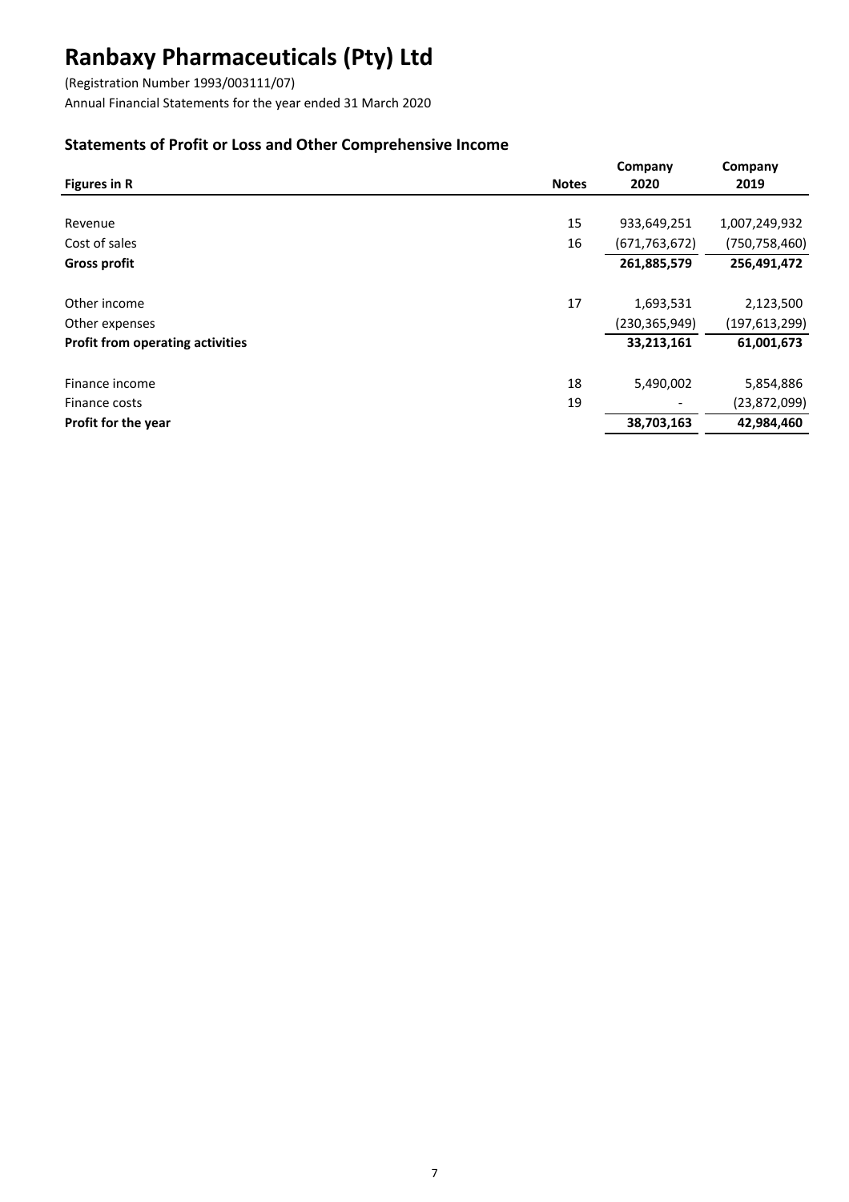# Ranbaxy Pharmaceuticals (Pty) Ltd

(Registration Number 1993/003111/07)
Annual Financial Statements for the year ended 31 March 2020

## Statements of Profit or Loss and Other Comprehensive Income

| Figures in R | Notes | Company 2020 | Company 2019 |
|---|---|---|---|
| Revenue | 15 | 933,649,251 | 1,007,249,932 |
| Cost of sales | 16 | (671,763,672) | (750,758,460) |
| **Gross profit** | | **261,885,579** | **256,491,472** |
| Other income | 17 | 1,693,531 | 2,123,500 |
| Other expenses | | (230,365,949) | (197,613,299) |
| **Profit from operating activities** | | **33,213,161** | **61,001,673** |
| Finance income | 18 | 5,490,002 | 5,854,886 |
| Finance costs | 19 | - | (23,872,099) |
| **Profit for the year** | | **38,703,163** | **42,984,460** |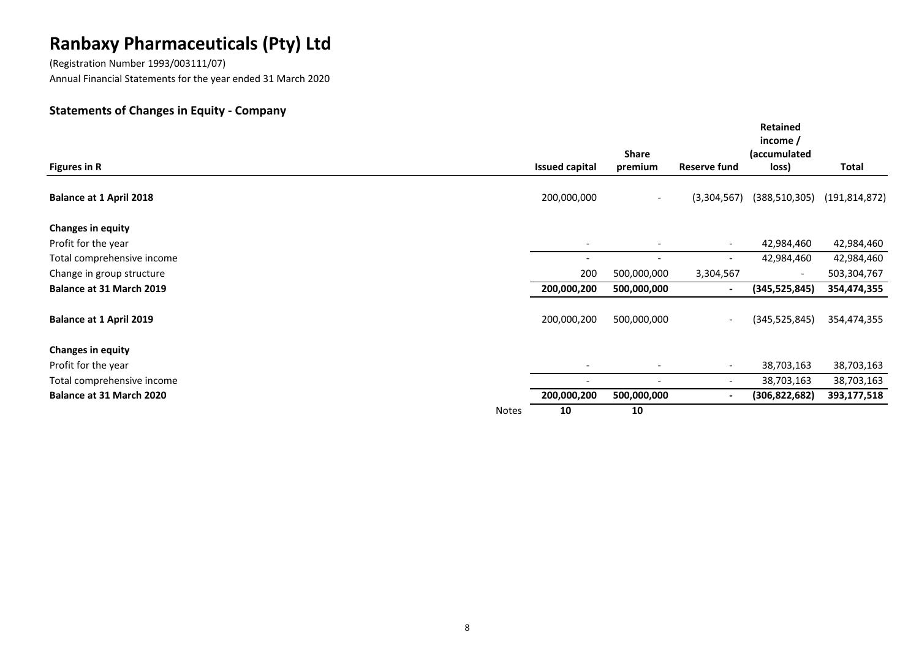# Ranbaxy Pharmaceuticals (Pty) Ltd

(Registration Number 1993/003111/07)

Annual Financial Statements for the year ended 31 March 2020

## Statements of Changes in Equity - Company

| Figures in R | | Issued capital | Share premium | Reserve fund | Retained income / (accumulated loss) | Total |
|---|---|---|---|---|---|---|
| **Balance at 1 April 2018** | | 200,000,000 | - | (3,304,567) | (388,510,305) | (191,814,872) |
| **Changes in equity** | | | | | | |
| Profit for the year | | - | - | - | 42,984,460 | 42,984,460 |
| Total comprehensive income | | - | - | - | 42,984,460 | 42,984,460 |
| Change in group structure | | 200 | 500,000,000 | 3,304,567 | - | 503,304,767 |
| **Balance at 31 March 2019** | | **200,000,200** | **500,000,000** | **-** | **(345,525,845)** | **354,474,355** |
| **Balance at 1 April 2019** | | 200,000,200 | 500,000,000 | - | (345,525,845) | 354,474,355 |
| **Changes in equity** | | | | | | |
| Profit for the year | | - | - | - | 38,703,163 | 38,703,163 |
| Total comprehensive income | | - | - | - | 38,703,163 | 38,703,163 |
| **Balance at 31 March 2020** | | **200,000,200** | **500,000,000** | **-** | **(306,822,682)** | **393,177,518** |
| | Notes | **10** | **10** | | | |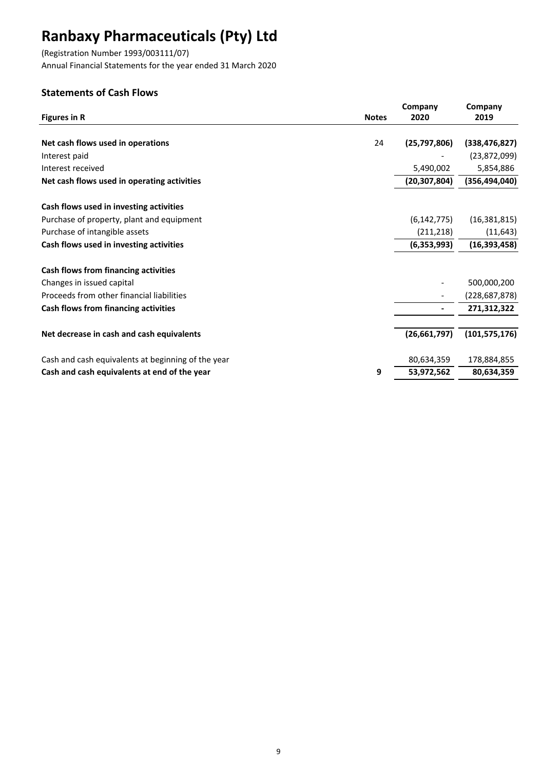# Ranbaxy Pharmaceuticals (Pty) Ltd

(Registration Number 1993/003111/07)
Annual Financial Statements for the year ended 31 March 2020

## Statements of Cash Flows

| Figures in R | Notes | Company 2020 | Company 2019 |
|---|---|---|---|
| **Net cash flows used in operations** | 24 | **(25,797,806)** | **(338,476,827)** |
| Interest paid | | - | (23,872,099) |
| Interest received | | 5,490,002 | 5,854,886 |
| **Net cash flows used in operating activities** | | **(20,307,804)** | **(356,494,040)** |
| | | | |
| **Cash flows used in investing activities** | | | |
| Purchase of property, plant and equipment | | (6,142,775) | (16,381,815) |
| Purchase of intangible assets | | (211,218) | (11,643) |
| **Cash flows used in investing activities** | | **(6,353,993)** | **(16,393,458)** |
| | | | |
| **Cash flows from financing activities** | | | |
| Changes in issued capital | | - | 500,000,200 |
| Proceeds from other financial liabilities | | - | (228,687,878) |
| **Cash flows from financing activities** | | **-** | **271,312,322** |
| | | | |
| **Net decrease in cash and cash equivalents** | | **(26,661,797)** | **(101,575,176)** |
| | | | |
| Cash and cash equivalents at beginning of the year | | 80,634,359 | 178,884,855 |
| **Cash and cash equivalents at end of the year** | **9** | **53,972,562** | **80,634,359** |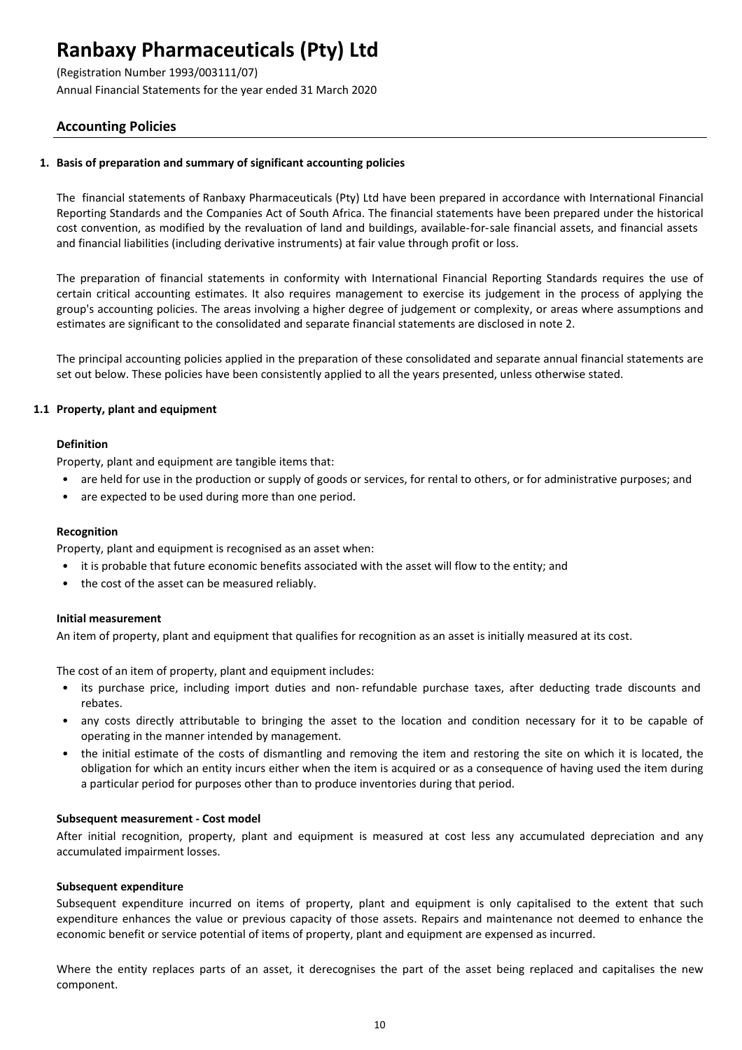# Ranbaxy Pharmaceuticals (Pty) Ltd

(Registration Number 1993/003111/07)
Annual Financial Statements for the year ended 31 March 2020

## Accounting Policies

### 1. Basis of preparation and summary of significant accounting policies

The financial statements of Ranbaxy Pharmaceuticals (Pty) Ltd have been prepared in accordance with International Financial Reporting Standards and the Companies Act of South Africa. The financial statements have been prepared under the historical cost convention, as modified by the revaluation of land and buildings, available-for-sale financial assets, and financial assets and financial liabilities (including derivative instruments) at fair value through profit or loss.

The preparation of financial statements in conformity with International Financial Reporting Standards requires the use of certain critical accounting estimates. It also requires management to exercise its judgement in the process of applying the group's accounting policies. The areas involving a higher degree of judgement or complexity, or areas where assumptions and estimates are significant to the consolidated and separate financial statements are disclosed in note 2.

The principal accounting policies applied in the preparation of these consolidated and separate annual financial statements are set out below. These policies have been consistently applied to all the years presented, unless otherwise stated.

### 1.1 Property, plant and equipment

**Definition**

Property, plant and equipment are tangible items that:

- are held for use in the production or supply of goods or services, for rental to others, or for administrative purposes; and
- are expected to be used during more than one period.

**Recognition**

Property, plant and equipment is recognised as an asset when:

- it is probable that future economic benefits associated with the asset will flow to the entity; and
- the cost of the asset can be measured reliably.

**Initial measurement**

An item of property, plant and equipment that qualifies for recognition as an asset is initially measured at its cost.

The cost of an item of property, plant and equipment includes:

- its purchase price, including import duties and non- refundable purchase taxes, after deducting trade discounts and rebates.
- any costs directly attributable to bringing the asset to the location and condition necessary for it to be capable of operating in the manner intended by management.
- the initial estimate of the costs of dismantling and removing the item and restoring the site on which it is located, the obligation for which an entity incurs either when the item is acquired or as a consequence of having used the item during a particular period for purposes other than to produce inventories during that period.

**Subsequent measurement - Cost model**

After initial recognition, property, plant and equipment is measured at cost less any accumulated depreciation and any accumulated impairment losses.

**Subsequent expenditure**

Subsequent expenditure incurred on items of property, plant and equipment is only capitalised to the extent that such expenditure enhances the value or previous capacity of those assets. Repairs and maintenance not deemed to enhance the economic benefit or service potential of items of property, plant and equipment are expensed as incurred.

Where the entity replaces parts of an asset, it derecognises the part of the asset being replaced and capitalises the new component.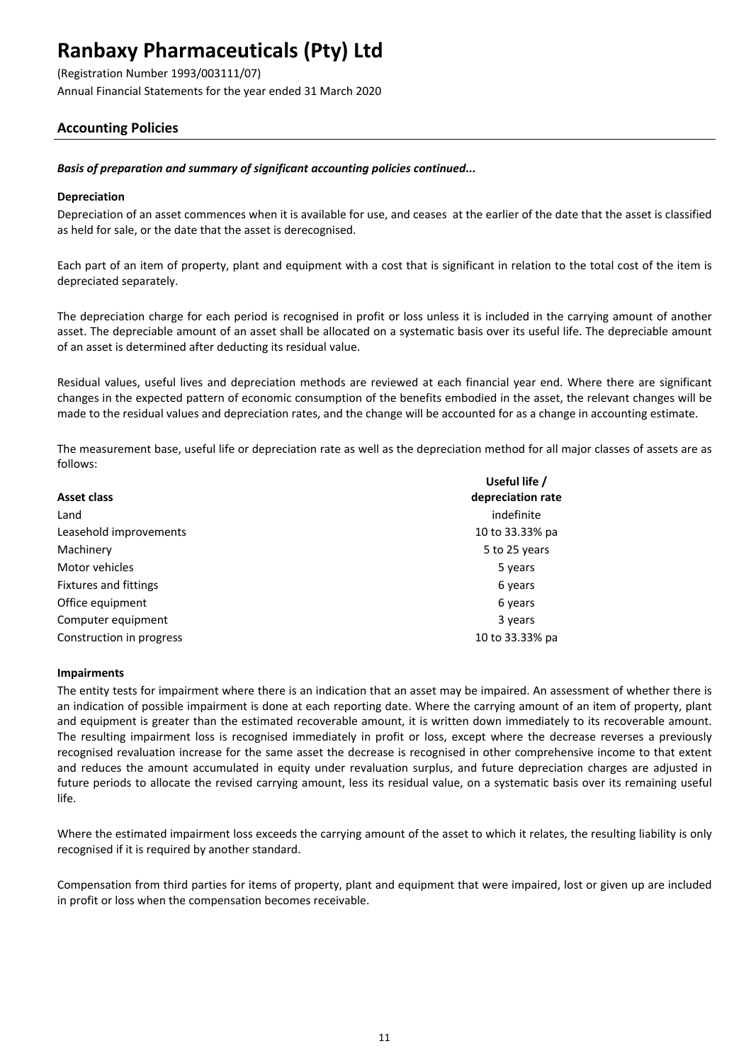# Ranbaxy Pharmaceuticals (Pty) Ltd

(Registration Number 1993/003111/07)
Annual Financial Statements for the year ended 31 March 2020

## Accounting Policies

***Basis of preparation and summary of significant accounting policies continued...***

**Depreciation**

Depreciation of an asset commences when it is available for use, and ceases at the earlier of the date that the asset is classified as held for sale, or the date that the asset is derecognised.

Each part of an item of property, plant and equipment with a cost that is significant in relation to the total cost of the item is depreciated separately.

The depreciation charge for each period is recognised in profit or loss unless it is included in the carrying amount of another asset. The depreciable amount of an asset shall be allocated on a systematic basis over its useful life. The depreciable amount of an asset is determined after deducting its residual value.

Residual values, useful lives and depreciation methods are reviewed at each financial year end. Where there are significant changes in the expected pattern of economic consumption of the benefits embodied in the asset, the relevant changes will be made to the residual values and depreciation rates, and the change will be accounted for as a change in accounting estimate.

The measurement base, useful life or depreciation rate as well as the depreciation method for all major classes of assets are as follows:

| Asset class | Useful life / depreciation rate |
|---|---|
| Land | indefinite |
| Leasehold improvements | 10 to 33.33% pa |
| Machinery | 5 to 25 years |
| Motor vehicles | 5 years |
| Fixtures and fittings | 6 years |
| Office equipment | 6 years |
| Computer equipment | 3 years |
| Construction in progress | 10 to 33.33% pa |

**Impairments**

The entity tests for impairment where there is an indication that an asset may be impaired. An assessment of whether there is an indication of possible impairment is done at each reporting date. Where the carrying amount of an item of property, plant and equipment is greater than the estimated recoverable amount, it is written down immediately to its recoverable amount. The resulting impairment loss is recognised immediately in profit or loss, except where the decrease reverses a previously recognised revaluation increase for the same asset the decrease is recognised in other comprehensive income to that extent and reduces the amount accumulated in equity under revaluation surplus, and future depreciation charges are adjusted in future periods to allocate the revised carrying amount, less its residual value, on a systematic basis over its remaining useful life.

Where the estimated impairment loss exceeds the carrying amount of the asset to which it relates, the resulting liability is only recognised if it is required by another standard.

Compensation from third parties for items of property, plant and equipment that were impaired, lost or given up are included in profit or loss when the compensation becomes receivable.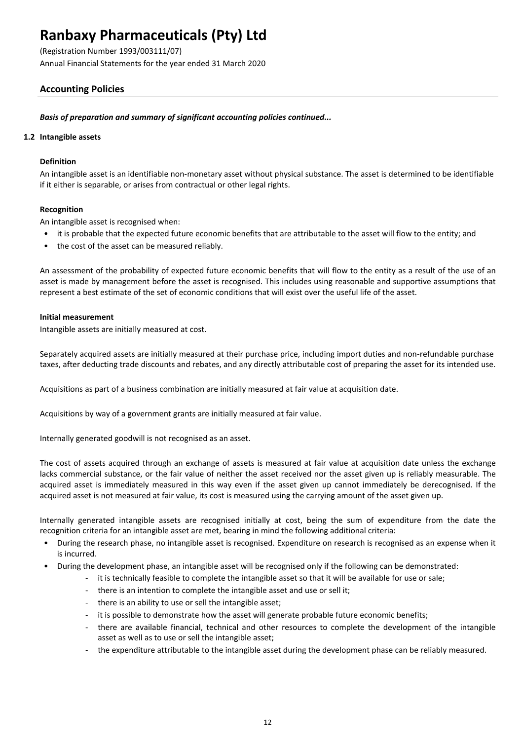# Ranbaxy Pharmaceuticals (Pty) Ltd

(Registration Number 1993/003111/07)

Annual Financial Statements for the year ended 31 March 2020

## Accounting Policies

***Basis of preparation and summary of significant accounting policies continued...***

### 1.2 Intangible assets

**Definition**

An intangible asset is an identifiable non-monetary asset without physical substance. The asset is determined to be identifiable if it either is separable, or arises from contractual or other legal rights.

**Recognition**

An intangible asset is recognised when:

- it is probable that the expected future economic benefits that are attributable to the asset will flow to the entity; and
- the cost of the asset can be measured reliably.

An assessment of the probability of expected future economic benefits that will flow to the entity as a result of the use of an asset is made by management before the asset is recognised. This includes using reasonable and supportive assumptions that represent a best estimate of the set of economic conditions that will exist over the useful life of the asset.

**Initial measurement**

Intangible assets are initially measured at cost.

Separately acquired assets are initially measured at their purchase price, including import duties and non-refundable purchase taxes, after deducting trade discounts and rebates, and any directly attributable cost of preparing the asset for its intended use.

Acquisitions as part of a business combination are initially measured at fair value at acquisition date.

Acquisitions by way of a government grants are initially measured at fair value.

Internally generated goodwill is not recognised as an asset.

The cost of assets acquired through an exchange of assets is measured at fair value at acquisition date unless the exchange lacks commercial substance, or the fair value of neither the asset received nor the asset given up is reliably measurable. The acquired asset is immediately measured in this way even if the asset given up cannot immediately be derecognised. If the acquired asset is not measured at fair value, its cost is measured using the carrying amount of the asset given up.

Internally generated intangible assets are recognised initially at cost, being the sum of expenditure from the date the recognition criteria for an intangible asset are met, bearing in mind the following additional criteria:

- During the research phase, no intangible asset is recognised. Expenditure on research is recognised as an expense when it is incurred.
- During the development phase, an intangible asset will be recognised only if the following can be demonstrated:
  - it is technically feasible to complete the intangible asset so that it will be available for use or sale;
  - there is an intention to complete the intangible asset and use or sell it;
  - there is an ability to use or sell the intangible asset;
  - it is possible to demonstrate how the asset will generate probable future economic benefits;
  - there are available financial, technical and other resources to complete the development of the intangible asset as well as to use or sell the intangible asset;
  - the expenditure attributable to the intangible asset during the development phase can be reliably measured.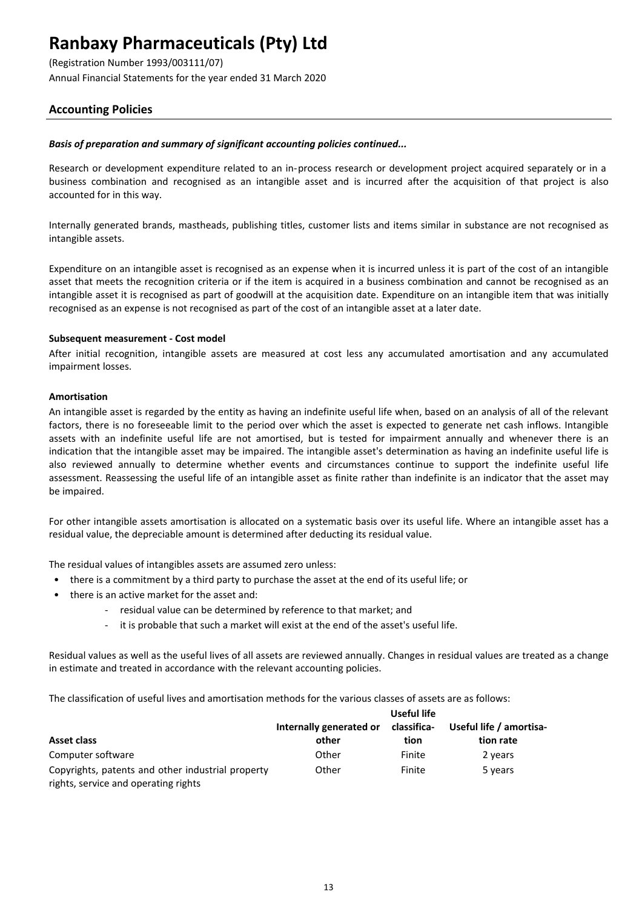# Ranbaxy Pharmaceuticals (Pty) Ltd

(Registration Number 1993/003111/07)
Annual Financial Statements for the year ended 31 March 2020

## Accounting Policies

***Basis of preparation and summary of significant accounting policies continued...***

Research or development expenditure related to an in-process research or development project acquired separately or in a business combination and recognised as an intangible asset and is incurred after the acquisition of that project is also accounted for in this way.

Internally generated brands, mastheads, publishing titles, customer lists and items similar in substance are not recognised as intangible assets.

Expenditure on an intangible asset is recognised as an expense when it is incurred unless it is part of the cost of an intangible asset that meets the recognition criteria or if the item is acquired in a business combination and cannot be recognised as an intangible asset it is recognised as part of goodwill at the acquisition date. Expenditure on an intangible item that was initially recognised as an expense is not recognised as part of the cost of an intangible asset at a later date.

**Subsequent measurement - Cost model**

After initial recognition, intangible assets are measured at cost less any accumulated amortisation and any accumulated impairment losses.

**Amortisation**

An intangible asset is regarded by the entity as having an indefinite useful life when, based on an analysis of all of the relevant factors, there is no foreseeable limit to the period over which the asset is expected to generate net cash inflows. Intangible assets with an indefinite useful life are not amortised, but is tested for impairment annually and whenever there is an indication that the intangible asset may be impaired. The intangible asset's determination as having an indefinite useful life is also reviewed annually to determine whether events and circumstances continue to support the indefinite useful life assessment. Reassessing the useful life of an intangible asset as finite rather than indefinite is an indicator that the asset may be impaired.

For other intangible assets amortisation is allocated on a systematic basis over its useful life. Where an intangible asset has a residual value, the depreciable amount is determined after deducting its residual value.

The residual values of intangibles assets are assumed zero unless:

- there is a commitment by a third party to purchase the asset at the end of its useful life; or
- there is an active market for the asset and:
  - residual value can be determined by reference to that market; and
  - it is probable that such a market will exist at the end of the asset's useful life.

Residual values as well as the useful lives of all assets are reviewed annually. Changes in residual values are treated as a change in estimate and treated in accordance with the relevant accounting policies.

The classification of useful lives and amortisation methods for the various classes of assets are as follows:

| Asset class | Internally generated or other | Useful life classification | Useful life / amortisation rate |
|---|---|---|---|
| Computer software | Other | Finite | 2 years |
| Copyrights, patents and other industrial property rights, service and operating rights | Other | Finite | 5 years |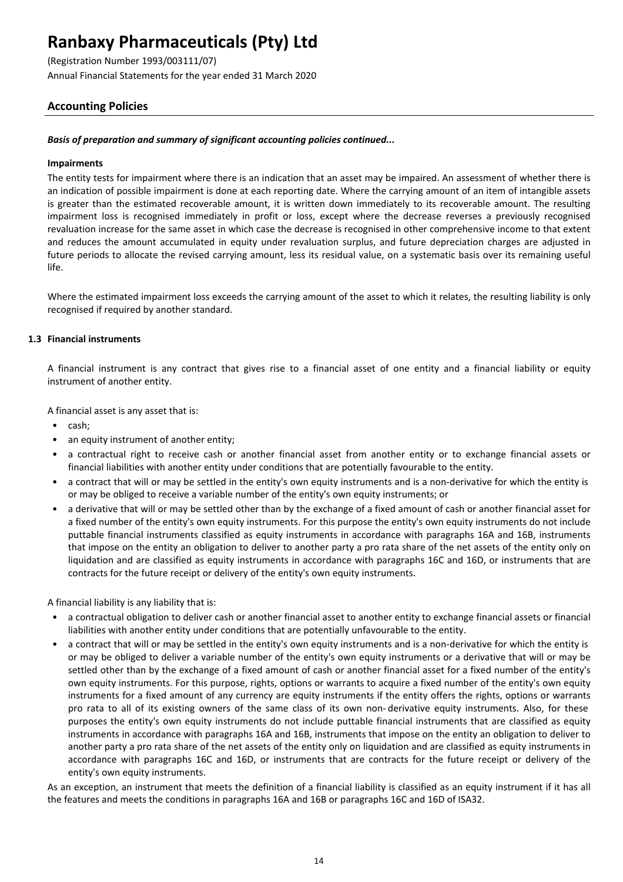# Ranbaxy Pharmaceuticals (Pty) Ltd

(Registration Number 1993/003111/07)

Annual Financial Statements for the year ended 31 March 2020

## Accounting Policies

***Basis of preparation and summary of significant accounting policies continued...***

**Impairments**

The entity tests for impairment where there is an indication that an asset may be impaired. An assessment of whether there is an indication of possible impairment is done at each reporting date. Where the carrying amount of an item of intangible assets is greater than the estimated recoverable amount, it is written down immediately to its recoverable amount. The resulting impairment loss is recognised immediately in profit or loss, except where the decrease reverses a previously recognised revaluation increase for the same asset in which case the decrease is recognised in other comprehensive income to that extent and reduces the amount accumulated in equity under revaluation surplus, and future depreciation charges are adjusted in future periods to allocate the revised carrying amount, less its residual value, on a systematic basis over its remaining useful life.

Where the estimated impairment loss exceeds the carrying amount of the asset to which it relates, the resulting liability is only recognised if required by another standard.

### 1.3 Financial instruments

A financial instrument is any contract that gives rise to a financial asset of one entity and a financial liability or equity instrument of another entity.

A financial asset is any asset that is:

- cash;
- an equity instrument of another entity;
- a contractual right to receive cash or another financial asset from another entity or to exchange financial assets or financial liabilities with another entity under conditions that are potentially favourable to the entity.
- a contract that will or may be settled in the entity's own equity instruments and is a non-derivative for which the entity is or may be obliged to receive a variable number of the entity's own equity instruments; or
- a derivative that will or may be settled other than by the exchange of a fixed amount of cash or another financial asset for a fixed number of the entity's own equity instruments. For this purpose the entity's own equity instruments do not include puttable financial instruments classified as equity instruments in accordance with paragraphs 16A and 16B, instruments that impose on the entity an obligation to deliver to another party a pro rata share of the net assets of the entity only on liquidation and are classified as equity instruments in accordance with paragraphs 16C and 16D, or instruments that are contracts for the future receipt or delivery of the entity's own equity instruments.

A financial liability is any liability that is:

- a contractual obligation to deliver cash or another financial asset to another entity to exchange financial assets or financial liabilities with another entity under conditions that are potentially unfavourable to the entity.
- a contract that will or may be settled in the entity's own equity instruments and is a non-derivative for which the entity is or may be obliged to deliver a variable number of the entity's own equity instruments or a derivative that will or may be settled other than by the exchange of a fixed amount of cash or another financial asset for a fixed number of the entity's own equity instruments. For this purpose, rights, options or warrants to acquire a fixed number of the entity's own equity instruments for a fixed amount of any currency are equity instruments if the entity offers the rights, options or warrants pro rata to all of its existing owners of the same class of its own non- derivative equity instruments. Also, for these purposes the entity's own equity instruments do not include puttable financial instruments that are classified as equity instruments in accordance with paragraphs 16A and 16B, instruments that impose on the entity an obligation to deliver to another party a pro rata share of the net assets of the entity only on liquidation and are classified as equity instruments in accordance with paragraphs 16C and 16D, or instruments that are contracts for the future receipt or delivery of the entity's own equity instruments.

As an exception, an instrument that meets the definition of a financial liability is classified as an equity instrument if it has all the features and meets the conditions in paragraphs 16A and 16B or paragraphs 16C and 16D of ISA32.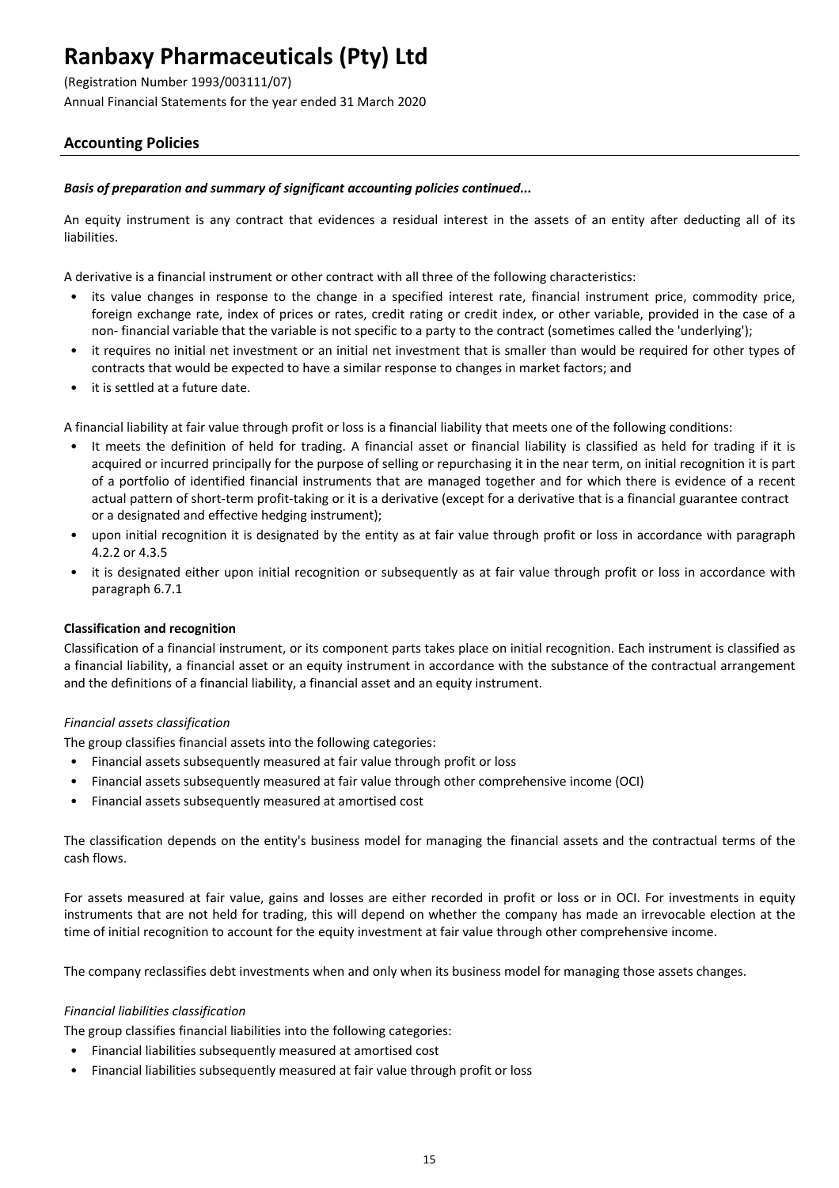# Ranbaxy Pharmaceuticals (Pty) Ltd

(Registration Number 1993/003111/07)

Annual Financial Statements for the year ended 31 March 2020

## Accounting Policies

***Basis of preparation and summary of significant accounting policies continued...***

An equity instrument is any contract that evidences a residual interest in the assets of an entity after deducting all of its liabilities.

A derivative is a financial instrument or other contract with all three of the following characteristics:

- its value changes in response to the change in a specified interest rate, financial instrument price, commodity price, foreign exchange rate, index of prices or rates, credit rating or credit index, or other variable, provided in the case of a non- financial variable that the variable is not specific to a party to the contract (sometimes called the 'underlying');
- it requires no initial net investment or an initial net investment that is smaller than would be required for other types of contracts that would be expected to have a similar response to changes in market factors; and
- it is settled at a future date.

A financial liability at fair value through profit or loss is a financial liability that meets one of the following conditions:

- It meets the definition of held for trading. A financial asset or financial liability is classified as held for trading if it is acquired or incurred principally for the purpose of selling or repurchasing it in the near term, on initial recognition it is part of a portfolio of identified financial instruments that are managed together and for which there is evidence of a recent actual pattern of short-term profit-taking or it is a derivative (except for a derivative that is a financial guarantee contract or a designated and effective hedging instrument);
- upon initial recognition it is designated by the entity as at fair value through profit or loss in accordance with paragraph 4.2.2 or 4.3.5
- it is designated either upon initial recognition or subsequently as at fair value through profit or loss in accordance with paragraph 6.7.1

**Classification and recognition**

Classification of a financial instrument, or its component parts takes place on initial recognition. Each instrument is classified as a financial liability, a financial asset or an equity instrument in accordance with the substance of the contractual arrangement and the definitions of a financial liability, a financial asset and an equity instrument.

*Financial assets classification*

The group classifies financial assets into the following categories:

- Financial assets subsequently measured at fair value through profit or loss
- Financial assets subsequently measured at fair value through other comprehensive income (OCI)
- Financial assets subsequently measured at amortised cost

The classification depends on the entity's business model for managing the financial assets and the contractual terms of the cash flows.

For assets measured at fair value, gains and losses are either recorded in profit or loss or in OCI. For investments in equity instruments that are not held for trading, this will depend on whether the company has made an irrevocable election at the time of initial recognition to account for the equity investment at fair value through other comprehensive income.

The company reclassifies debt investments when and only when its business model for managing those assets changes.

*Financial liabilities classification*

The group classifies financial liabilities into the following categories:

- Financial liabilities subsequently measured at amortised cost
- Financial liabilities subsequently measured at fair value through profit or loss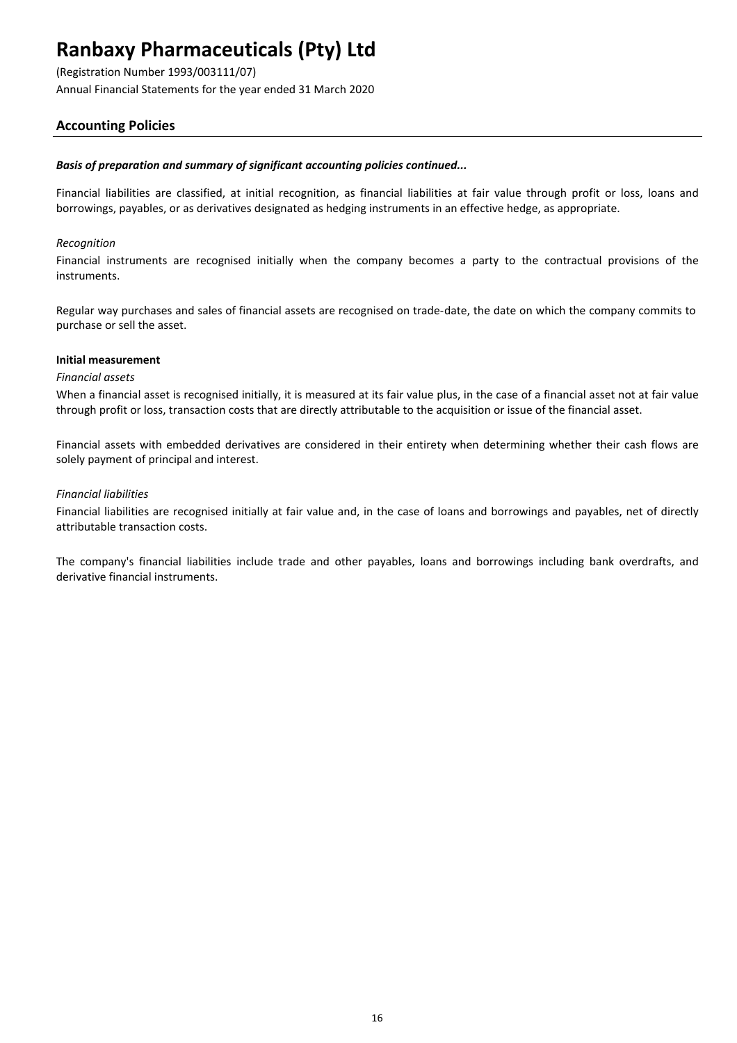# Ranbaxy Pharmaceuticals (Pty) Ltd

(Registration Number 1993/003111/07)
Annual Financial Statements for the year ended 31 March 2020

## Accounting Policies

***Basis of preparation and summary of significant accounting policies continued...***

Financial liabilities are classified, at initial recognition, as financial liabilities at fair value through profit or loss, loans and borrowings, payables, or as derivatives designated as hedging instruments in an effective hedge, as appropriate.

*Recognition*

Financial instruments are recognised initially when the company becomes a party to the contractual provisions of the instruments.

Regular way purchases and sales of financial assets are recognised on trade-date, the date on which the company commits to purchase or sell the asset.

**Initial measurement**

*Financial assets*

When a financial asset is recognised initially, it is measured at its fair value plus, in the case of a financial asset not at fair value through profit or loss, transaction costs that are directly attributable to the acquisition or issue of the financial asset.

Financial assets with embedded derivatives are considered in their entirety when determining whether their cash flows are solely payment of principal and interest.

*Financial liabilities*

Financial liabilities are recognised initially at fair value and, in the case of loans and borrowings and payables, net of directly attributable transaction costs.

The company's financial liabilities include trade and other payables, loans and borrowings including bank overdrafts, and derivative financial instruments.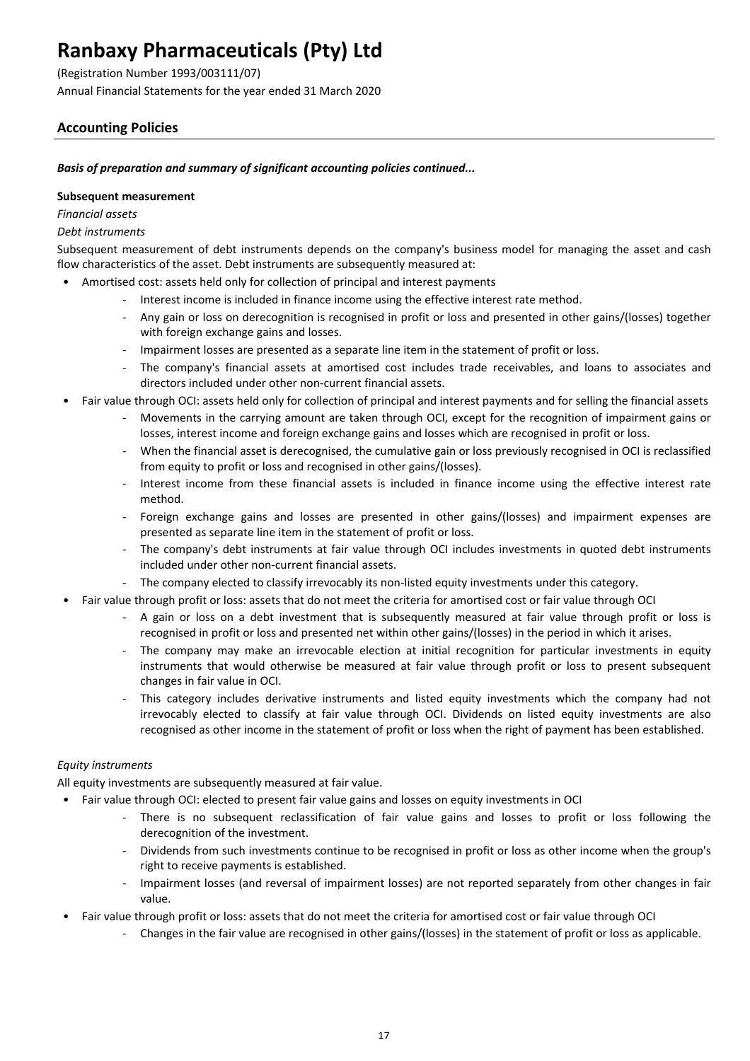# Accounting Policies

***Basis of preparation and summary of significant accounting policies continued...***

**Subsequent measurement**

*Financial assets*

*Debt instruments*

Subsequent measurement of debt instruments depends on the company's business model for managing the asset and cash flow characteristics of the asset. Debt instruments are subsequently measured at:

- Amortised cost: assets held only for collection of principal and interest payments
  - Interest income is included in finance income using the effective interest rate method.
  - Any gain or loss on derecognition is recognised in profit or loss and presented in other gains/(losses) together with foreign exchange gains and losses.
  - Impairment losses are presented as a separate line item in the statement of profit or loss.
  - The company's financial assets at amortised cost includes trade receivables, and loans to associates and directors included under other non-current financial assets.
- Fair value through OCI: assets held only for collection of principal and interest payments and for selling the financial assets
  - Movements in the carrying amount are taken through OCI, except for the recognition of impairment gains or losses, interest income and foreign exchange gains and losses which are recognised in profit or loss.
  - When the financial asset is derecognised, the cumulative gain or loss previously recognised in OCI is reclassified from equity to profit or loss and recognised in other gains/(losses).
  - Interest income from these financial assets is included in finance income using the effective interest rate method.
  - Foreign exchange gains and losses are presented in other gains/(losses) and impairment expenses are presented as separate line item in the statement of profit or loss.
  - The company's debt instruments at fair value through OCI includes investments in quoted debt instruments included under other non-current financial assets.
  - The company elected to classify irrevocably its non-listed equity investments under this category.
- Fair value through profit or loss: assets that do not meet the criteria for amortised cost or fair value through OCI
  - A gain or loss on a debt investment that is subsequently measured at fair value through profit or loss is recognised in profit or loss and presented net within other gains/(losses) in the period in which it arises.
  - The company may make an irrevocable election at initial recognition for particular investments in equity instruments that would otherwise be measured at fair value through profit or loss to present subsequent changes in fair value in OCI.
  - This category includes derivative instruments and listed equity investments which the company had not irrevocably elected to classify at fair value through OCI. Dividends on listed equity investments are also recognised as other income in the statement of profit or loss when the right of payment has been established.

*Equity instruments*

All equity investments are subsequently measured at fair value.

- Fair value through OCI: elected to present fair value gains and losses on equity investments in OCI
  - There is no subsequent reclassification of fair value gains and losses to profit or loss following the derecognition of the investment.
  - Dividends from such investments continue to be recognised in profit or loss as other income when the group's right to receive payments is established.
  - Impairment losses (and reversal of impairment losses) are not reported separately from other changes in fair value.
- Fair value through profit or loss: assets that do not meet the criteria for amortised cost or fair value through OCI
  - Changes in the fair value are recognised in other gains/(losses) in the statement of profit or loss as applicable.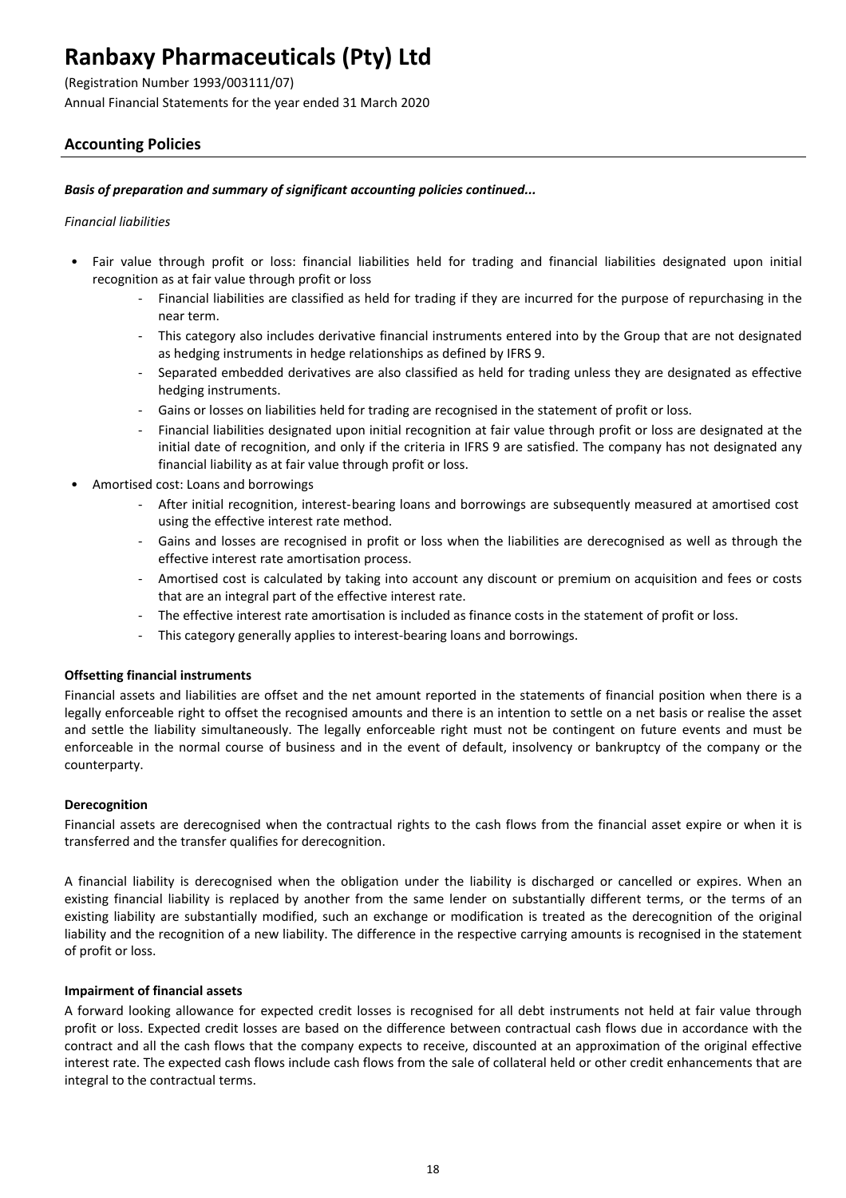# Ranbaxy Pharmaceuticals (Pty) Ltd

(Registration Number 1993/003111/07)
Annual Financial Statements for the year ended 31 March 2020

## Accounting Policies

***Basis of preparation and summary of significant accounting policies continued...***

*Financial liabilities*

- Fair value through profit or loss: financial liabilities held for trading and financial liabilities designated upon initial recognition as at fair value through profit or loss
    - Financial liabilities are classified as held for trading if they are incurred for the purpose of repurchasing in the near term.
    - This category also includes derivative financial instruments entered into by the Group that are not designated as hedging instruments in hedge relationships as defined by IFRS 9.
    - Separated embedded derivatives are also classified as held for trading unless they are designated as effective hedging instruments.
    - Gains or losses on liabilities held for trading are recognised in the statement of profit or loss.
    - Financial liabilities designated upon initial recognition at fair value through profit or loss are designated at the initial date of recognition, and only if the criteria in IFRS 9 are satisfied. The company has not designated any financial liability as at fair value through profit or loss.
- Amortised cost: Loans and borrowings
    - After initial recognition, interest-bearing loans and borrowings are subsequently measured at amortised cost using the effective interest rate method.
    - Gains and losses are recognised in profit or loss when the liabilities are derecognised as well as through the effective interest rate amortisation process.
    - Amortised cost is calculated by taking into account any discount or premium on acquisition and fees or costs that are an integral part of the effective interest rate.
    - The effective interest rate amortisation is included as finance costs in the statement of profit or loss.
    - This category generally applies to interest-bearing loans and borrowings.

**Offsetting financial instruments**

Financial assets and liabilities are offset and the net amount reported in the statements of financial position when there is a legally enforceable right to offset the recognised amounts and there is an intention to settle on a net basis or realise the asset and settle the liability simultaneously. The legally enforceable right must not be contingent on future events and must be enforceable in the normal course of business and in the event of default, insolvency or bankruptcy of the company or the counterparty.

**Derecognition**

Financial assets are derecognised when the contractual rights to the cash flows from the financial asset expire or when it is transferred and the transfer qualifies for derecognition.

A financial liability is derecognised when the obligation under the liability is discharged or cancelled or expires. When an existing financial liability is replaced by another from the same lender on substantially different terms, or the terms of an existing liability are substantially modified, such an exchange or modification is treated as the derecognition of the original liability and the recognition of a new liability. The difference in the respective carrying amounts is recognised in the statement of profit or loss.

**Impairment of financial assets**

A forward looking allowance for expected credit losses is recognised for all debt instruments not held at fair value through profit or loss. Expected credit losses are based on the difference between contractual cash flows due in accordance with the contract and all the cash flows that the company expects to receive, discounted at an approximation of the original effective interest rate. The expected cash flows include cash flows from the sale of collateral held or other credit enhancements that are integral to the contractual terms.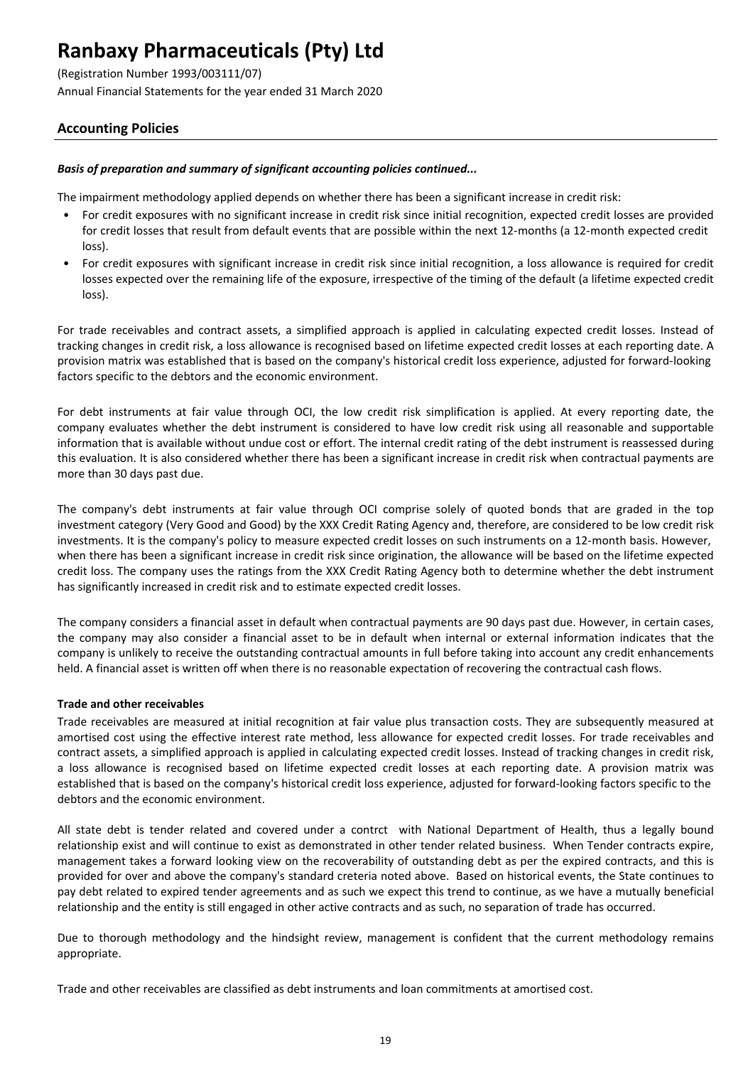### *Basis of preparation and summary of significant accounting policies continued...*

The impairment methodology applied depends on whether there has been a significant increase in credit risk:

- For credit exposures with no significant increase in credit risk since initial recognition, expected credit losses are provided for credit losses that result from default events that are possible within the next 12-months (a 12-month expected credit loss).
- For credit exposures with significant increase in credit risk since initial recognition, a loss allowance is required for credit losses expected over the remaining life of the exposure, irrespective of the timing of the default (a lifetime expected credit loss).

For trade receivables and contract assets, a simplified approach is applied in calculating expected credit losses. Instead of tracking changes in credit risk, a loss allowance is recognised based on lifetime expected credit losses at each reporting date. A provision matrix was established that is based on the company's historical credit loss experience, adjusted for forward-looking factors specific to the debtors and the economic environment.

For debt instruments at fair value through OCI, the low credit risk simplification is applied. At every reporting date, the company evaluates whether the debt instrument is considered to have low credit risk using all reasonable and supportable information that is available without undue cost or effort. The internal credit rating of the debt instrument is reassessed during this evaluation. It is also considered whether there has been a significant increase in credit risk when contractual payments are more than 30 days past due.

The company's debt instruments at fair value through OCI comprise solely of quoted bonds that are graded in the top investment category (Very Good and Good) by the XXX Credit Rating Agency and, therefore, are considered to be low credit risk investments. It is the company's policy to measure expected credit losses on such instruments on a 12-month basis. However, when there has been a significant increase in credit risk since origination, the allowance will be based on the lifetime expected credit loss. The company uses the ratings from the XXX Credit Rating Agency both to determine whether the debt instrument has significantly increased in credit risk and to estimate expected credit losses.

The company considers a financial asset in default when contractual payments are 90 days past due. However, in certain cases, the company may also consider a financial asset to be in default when internal or external information indicates that the company is unlikely to receive the outstanding contractual amounts in full before taking into account any credit enhancements held. A financial asset is written off when there is no reasonable expectation of recovering the contractual cash flows.

**Trade and other receivables**

Trade receivables are measured at initial recognition at fair value plus transaction costs. They are subsequently measured at amortised cost using the effective interest rate method, less allowance for expected credit losses. For trade receivables and contract assets, a simplified approach is applied in calculating expected credit losses. Instead of tracking changes in credit risk, a loss allowance is recognised based on lifetime expected credit losses at each reporting date. A provision matrix was established that is based on the company's historical credit loss experience, adjusted for forward-looking factors specific to the debtors and the economic environment.

All state debt is tender related and covered under a contrct with National Department of Health, thus a legally bound relationship exist and will continue to exist as demonstrated in other tender related business. When Tender contracts expire, management takes a forward looking view on the recoverability of outstanding debt as per the expired contracts, and this is provided for over and above the company's standard creteria noted above. Based on historical events, the State continues to pay debt related to expired tender agreements and as such we expect this trend to continue, as we have a mutually beneficial relationship and the entity is still engaged in other active contracts and as such, no separation of trade has occurred.

Due to thorough methodology and the hindsight review, management is confident that the current methodology remains appropriate.

Trade and other receivables are classified as debt instruments and loan commitments at amortised cost.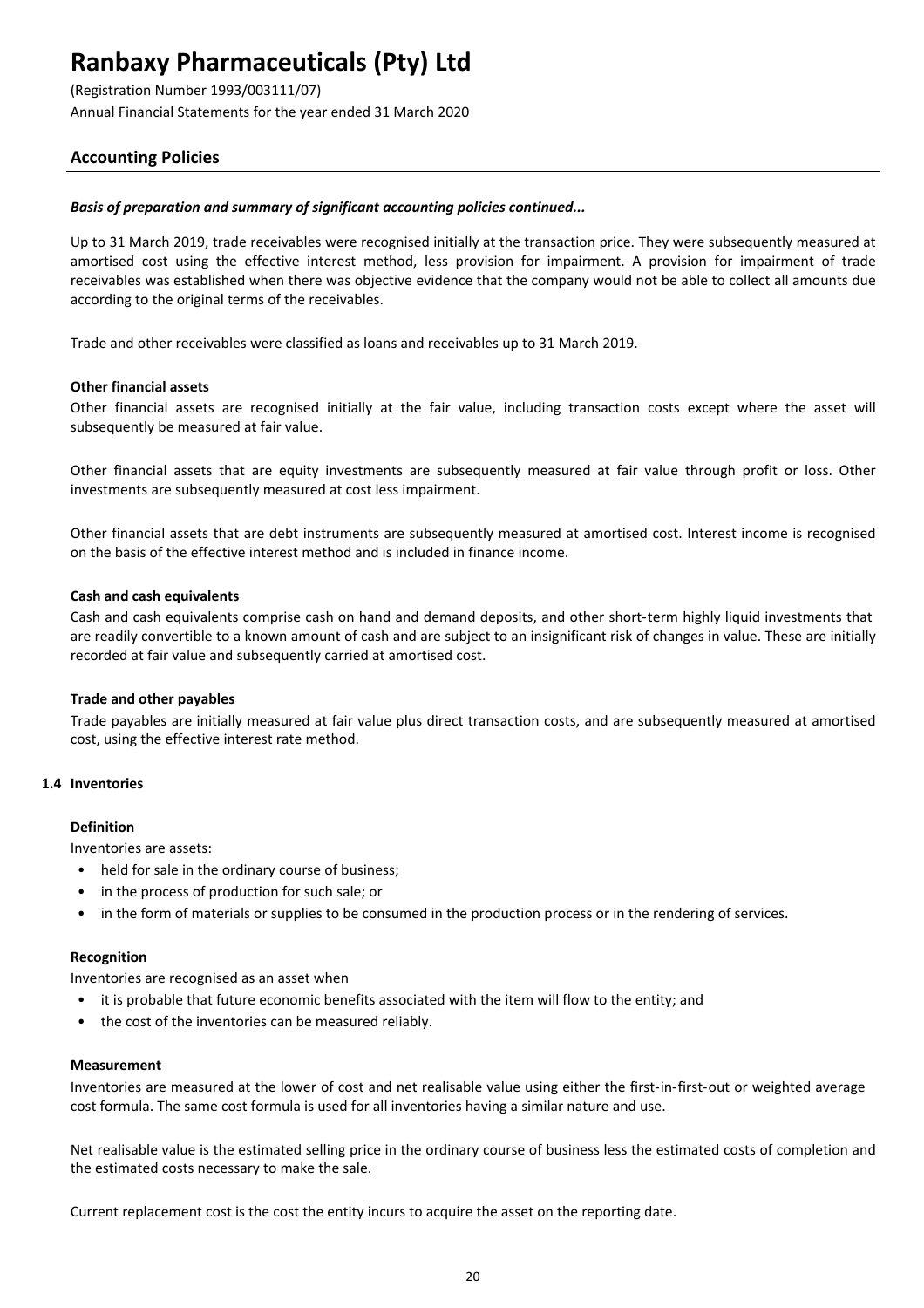# Ranbaxy Pharmaceuticals (Pty) Ltd

(Registration Number 1993/003111/07)
Annual Financial Statements for the year ended 31 March 2020

## Accounting Policies

***Basis of preparation and summary of significant accounting policies continued...***

Up to 31 March 2019, trade receivables were recognised initially at the transaction price. They were subsequently measured at amortised cost using the effective interest method, less provision for impairment. A provision for impairment of trade receivables was established when there was objective evidence that the company would not be able to collect all amounts due according to the original terms of the receivables.

Trade and other receivables were classified as loans and receivables up to 31 March 2019.

**Other financial assets**

Other financial assets are recognised initially at the fair value, including transaction costs except where the asset will subsequently be measured at fair value.

Other financial assets that are equity investments are subsequently measured at fair value through profit or loss. Other investments are subsequently measured at cost less impairment.

Other financial assets that are debt instruments are subsequently measured at amortised cost. Interest income is recognised on the basis of the effective interest method and is included in finance income.

**Cash and cash equivalents**

Cash and cash equivalents comprise cash on hand and demand deposits, and other short-term highly liquid investments that are readily convertible to a known amount of cash and are subject to an insignificant risk of changes in value. These are initially recorded at fair value and subsequently carried at amortised cost.

**Trade and other payables**

Trade payables are initially measured at fair value plus direct transaction costs, and are subsequently measured at amortised cost, using the effective interest rate method.

### 1.4 Inventories

**Definition**

Inventories are assets:

- held for sale in the ordinary course of business;
- in the process of production for such sale; or
- in the form of materials or supplies to be consumed in the production process or in the rendering of services.

**Recognition**

Inventories are recognised as an asset when

- it is probable that future economic benefits associated with the item will flow to the entity; and
- the cost of the inventories can be measured reliably.

**Measurement**

Inventories are measured at the lower of cost and net realisable value using either the first-in-first-out or weighted average cost formula. The same cost formula is used for all inventories having a similar nature and use.

Net realisable value is the estimated selling price in the ordinary course of business less the estimated costs of completion and the estimated costs necessary to make the sale.

Current replacement cost is the cost the entity incurs to acquire the asset on the reporting date.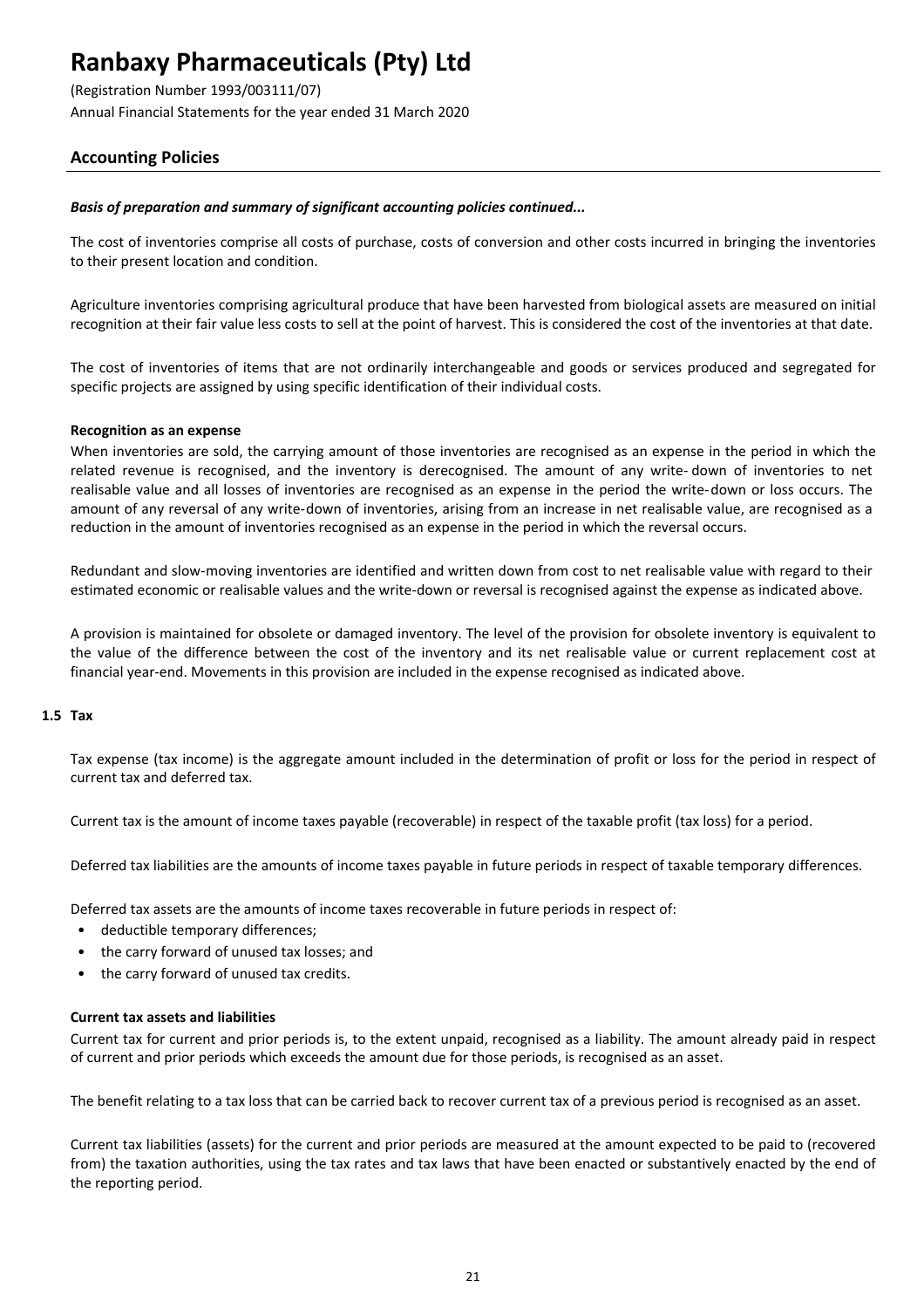## Accounting Policies

***Basis of preparation and summary of significant accounting policies continued...***

The cost of inventories comprise all costs of purchase, costs of conversion and other costs incurred in bringing the inventories to their present location and condition.

Agriculture inventories comprising agricultural produce that have been harvested from biological assets are measured on initial recognition at their fair value less costs to sell at the point of harvest. This is considered the cost of the inventories at that date.

The cost of inventories of items that are not ordinarily interchangeable and goods or services produced and segregated for specific projects are assigned by using specific identification of their individual costs.

**Recognition as an expense**

When inventories are sold, the carrying amount of those inventories are recognised as an expense in the period in which the related revenue is recognised, and the inventory is derecognised. The amount of any write- down of inventories to net realisable value and all losses of inventories are recognised as an expense in the period the write- down or loss occurs. The amount of any reversal of any write-down of inventories, arising from an increase in net realisable value, are recognised as a reduction in the amount of inventories recognised as an expense in the period in which the reversal occurs.

Redundant and slow-moving inventories are identified and written down from cost to net realisable value with regard to their estimated economic or realisable values and the write-down or reversal is recognised against the expense as indicated above.

A provision is maintained for obsolete or damaged inventory. The level of the provision for obsolete inventory is equivalent to the value of the difference between the cost of the inventory and its net realisable value or current replacement cost at financial year-end. Movements in this provision are included in the expense recognised as indicated above.

### 1.5 Tax

Tax expense (tax income) is the aggregate amount included in the determination of profit or loss for the period in respect of current tax and deferred tax.

Current tax is the amount of income taxes payable (recoverable) in respect of the taxable profit (tax loss) for a period.

Deferred tax liabilities are the amounts of income taxes payable in future periods in respect of taxable temporary differences.

Deferred tax assets are the amounts of income taxes recoverable in future periods in respect of:

- deductible temporary differences;
- the carry forward of unused tax losses; and
- the carry forward of unused tax credits.

**Current tax assets and liabilities**

Current tax for current and prior periods is, to the extent unpaid, recognised as a liability. The amount already paid in respect of current and prior periods which exceeds the amount due for those periods, is recognised as an asset.

The benefit relating to a tax loss that can be carried back to recover current tax of a previous period is recognised as an asset.

Current tax liabilities (assets) for the current and prior periods are measured at the amount expected to be paid to (recovered from) the taxation authorities, using the tax rates and tax laws that have been enacted or substantively enacted by the end of the reporting period.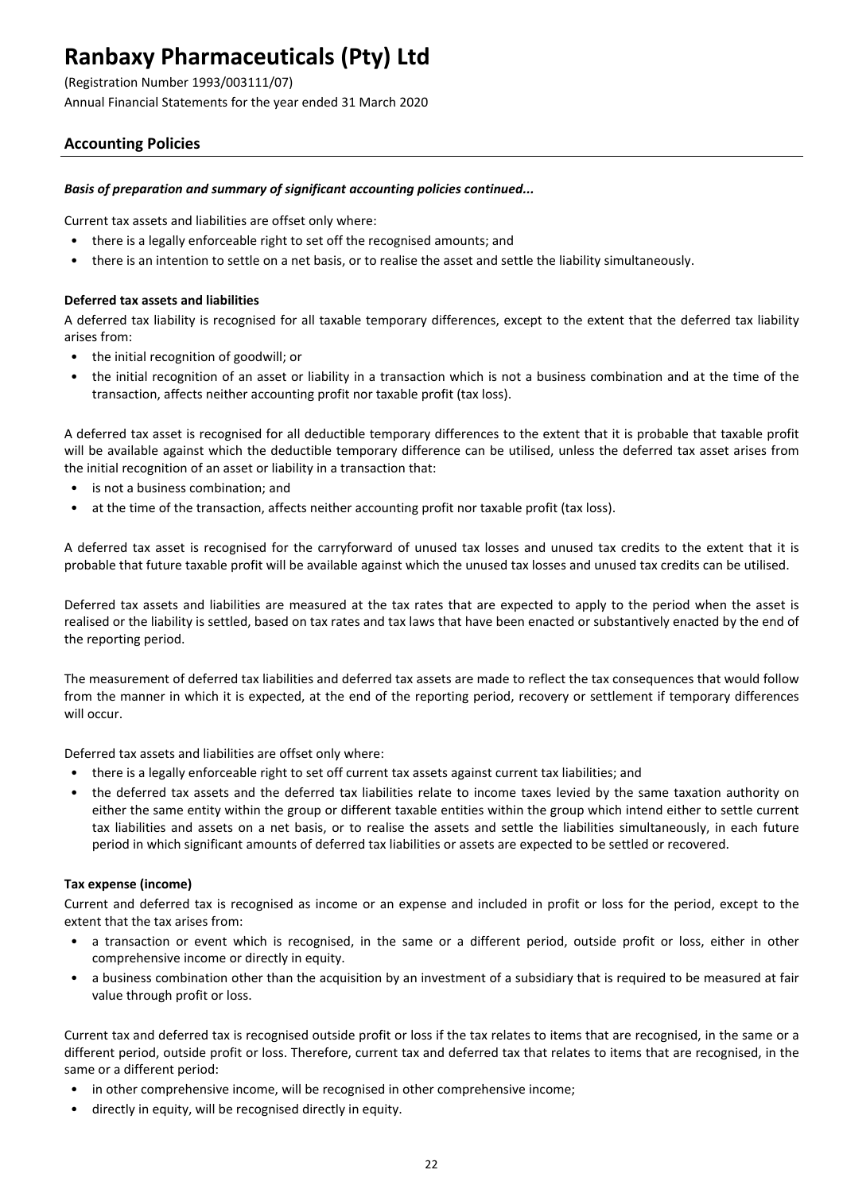# Ranbaxy Pharmaceuticals (Pty) Ltd

(Registration Number 1993/003111/07)
Annual Financial Statements for the year ended 31 March 2020

## Accounting Policies

***Basis of preparation and summary of significant accounting policies continued...***

Current tax assets and liabilities are offset only where:

- there is a legally enforceable right to set off the recognised amounts; and
- there is an intention to settle on a net basis, or to realise the asset and settle the liability simultaneously.

**Deferred tax assets and liabilities**

A deferred tax liability is recognised for all taxable temporary differences, except to the extent that the deferred tax liability arises from:

- the initial recognition of goodwill; or
- the initial recognition of an asset or liability in a transaction which is not a business combination and at the time of the transaction, affects neither accounting profit nor taxable profit (tax loss).

A deferred tax asset is recognised for all deductible temporary differences to the extent that it is probable that taxable profit will be available against which the deductible temporary difference can be utilised, unless the deferred tax asset arises from the initial recognition of an asset or liability in a transaction that:

- is not a business combination; and
- at the time of the transaction, affects neither accounting profit nor taxable profit (tax loss).

A deferred tax asset is recognised for the carryforward of unused tax losses and unused tax credits to the extent that it is probable that future taxable profit will be available against which the unused tax losses and unused tax credits can be utilised.

Deferred tax assets and liabilities are measured at the tax rates that are expected to apply to the period when the asset is realised or the liability is settled, based on tax rates and tax laws that have been enacted or substantively enacted by the end of the reporting period.

The measurement of deferred tax liabilities and deferred tax assets are made to reflect the tax consequences that would follow from the manner in which it is expected, at the end of the reporting period, recovery or settlement if temporary differences will occur.

Deferred tax assets and liabilities are offset only where:

- there is a legally enforceable right to set off current tax assets against current tax liabilities; and
- the deferred tax assets and the deferred tax liabilities relate to income taxes levied by the same taxation authority on either the same entity within the group or different taxable entities within the group which intend either to settle current tax liabilities and assets on a net basis, or to realise the assets and settle the liabilities simultaneously, in each future period in which significant amounts of deferred tax liabilities or assets are expected to be settled or recovered.

**Tax expense (income)**

Current and deferred tax is recognised as income or an expense and included in profit or loss for the period, except to the extent that the tax arises from:

- a transaction or event which is recognised, in the same or a different period, outside profit or loss, either in other comprehensive income or directly in equity.
- a business combination other than the acquisition by an investment of a subsidiary that is required to be measured at fair value through profit or loss.

Current tax and deferred tax is recognised outside profit or loss if the tax relates to items that are recognised, in the same or a different period, outside profit or loss. Therefore, current tax and deferred tax that relates to items that are recognised, in the same or a different period:

- in other comprehensive income, will be recognised in other comprehensive income;
- directly in equity, will be recognised directly in equity.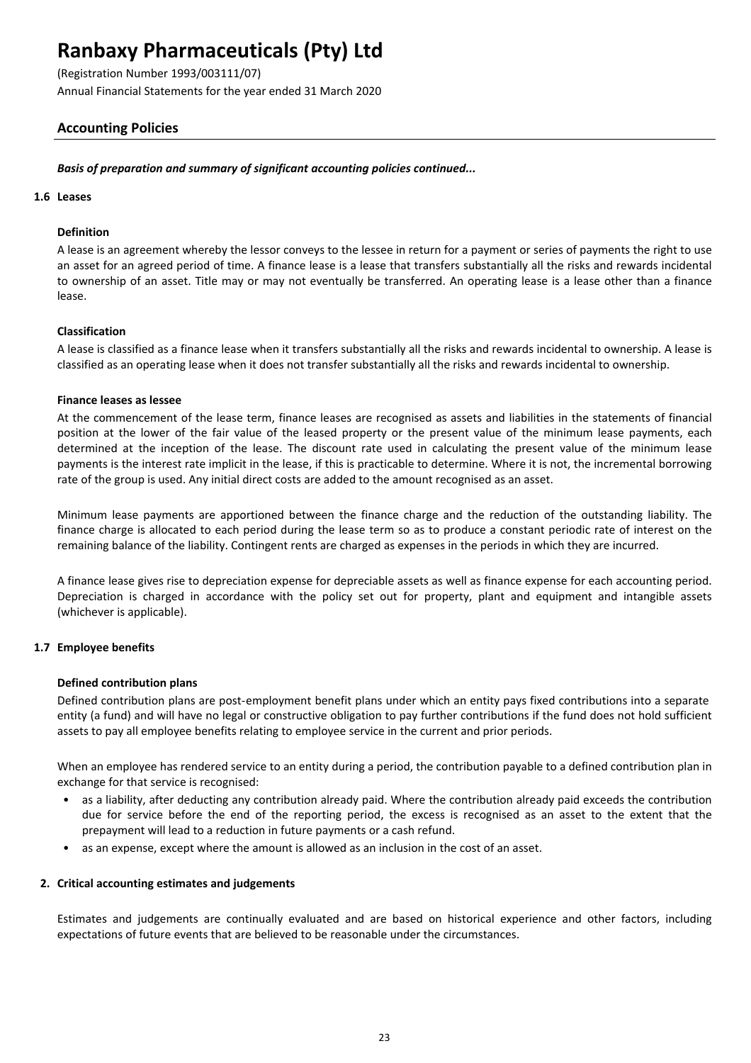# Ranbaxy Pharmaceuticals (Pty) Ltd

(Registration Number 1993/003111/07)
Annual Financial Statements for the year ended 31 March 2020

## Accounting Policies

***Basis of preparation and summary of significant accounting policies continued...***

### 1.6 Leases

**Definition**

A lease is an agreement whereby the lessor conveys to the lessee in return for a payment or series of payments the right to use an asset for an agreed period of time. A finance lease is a lease that transfers substantially all the risks and rewards incidental to ownership of an asset. Title may or may not eventually be transferred. An operating lease is a lease other than a finance lease.

**Classification**

A lease is classified as a finance lease when it transfers substantially all the risks and rewards incidental to ownership. A lease is classified as an operating lease when it does not transfer substantially all the risks and rewards incidental to ownership.

**Finance leases as lessee**

At the commencement of the lease term, finance leases are recognised as assets and liabilities in the statements of financial position at the lower of the fair value of the leased property or the present value of the minimum lease payments, each determined at the inception of the lease. The discount rate used in calculating the present value of the minimum lease payments is the interest rate implicit in the lease, if this is practicable to determine. Where it is not, the incremental borrowing rate of the group is used. Any initial direct costs are added to the amount recognised as an asset.

Minimum lease payments are apportioned between the finance charge and the reduction of the outstanding liability. The finance charge is allocated to each period during the lease term so as to produce a constant periodic rate of interest on the remaining balance of the liability. Contingent rents are charged as expenses in the periods in which they are incurred.

A finance lease gives rise to depreciation expense for depreciable assets as well as finance expense for each accounting period. Depreciation is charged in accordance with the policy set out for property, plant and equipment and intangible assets (whichever is applicable).

### 1.7 Employee benefits

**Defined contribution plans**

Defined contribution plans are post-employment benefit plans under which an entity pays fixed contributions into a separate entity (a fund) and will have no legal or constructive obligation to pay further contributions if the fund does not hold sufficient assets to pay all employee benefits relating to employee service in the current and prior periods.

When an employee has rendered service to an entity during a period, the contribution payable to a defined contribution plan in exchange for that service is recognised:

- as a liability, after deducting any contribution already paid. Where the contribution already paid exceeds the contribution due for service before the end of the reporting period, the excess is recognised as an asset to the extent that the prepayment will lead to a reduction in future payments or a cash refund.
- as an expense, except where the amount is allowed as an inclusion in the cost of an asset.

### 2. Critical accounting estimates and judgements

Estimates and judgements are continually evaluated and are based on historical experience and other factors, including expectations of future events that are believed to be reasonable under the circumstances.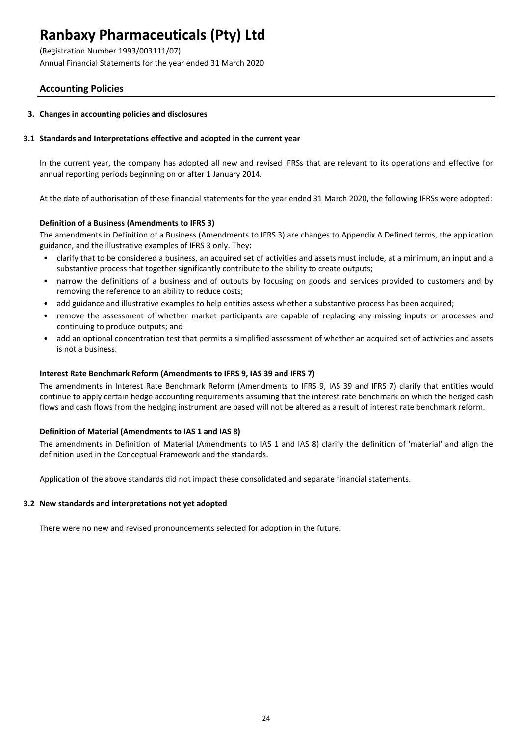# Ranbaxy Pharmaceuticals (Pty) Ltd

(Registration Number 1993/003111/07)
Annual Financial Statements for the year ended 31 March 2020

## Accounting Policies

### 3. Changes in accounting policies and disclosures

#### 3.1 Standards and Interpretations effective and adopted in the current year

In the current year, the company has adopted all new and revised IFRSs that are relevant to its operations and effective for annual reporting periods beginning on or after 1 January 2014.

At the date of authorisation of these financial statements for the year ended 31 March 2020, the following IFRSs were adopted:

**Definition of a Business (Amendments to IFRS 3)**

The amendments in Definition of a Business (Amendments to IFRS 3) are changes to Appendix A Defined terms, the application guidance, and the illustrative examples of IFRS 3 only. They:

- clarify that to be considered a business, an acquired set of activities and assets must include, at a minimum, an input and a substantive process that together significantly contribute to the ability to create outputs;
- narrow the definitions of a business and of outputs by focusing on goods and services provided to customers and by removing the reference to an ability to reduce costs;
- add guidance and illustrative examples to help entities assess whether a substantive process has been acquired;
- remove the assessment of whether market participants are capable of replacing any missing inputs or processes and continuing to produce outputs; and
- add an optional concentration test that permits a simplified assessment of whether an acquired set of activities and assets is not a business.

**Interest Rate Benchmark Reform (Amendments to IFRS 9, IAS 39 and IFRS 7)**

The amendments in Interest Rate Benchmark Reform (Amendments to IFRS 9, IAS 39 and IFRS 7) clarify that entities would continue to apply certain hedge accounting requirements assuming that the interest rate benchmark on which the hedged cash flows and cash flows from the hedging instrument are based will not be altered as a result of interest rate benchmark reform.

**Definition of Material (Amendments to IAS 1 and IAS 8)**

The amendments in Definition of Material (Amendments to IAS 1 and IAS 8) clarify the definition of 'material' and align the definition used in the Conceptual Framework and the standards.

Application of the above standards did not impact these consolidated and separate financial statements.

#### 3.2 New standards and interpretations not yet adopted

There were no new and revised pronouncements selected for adoption in the future.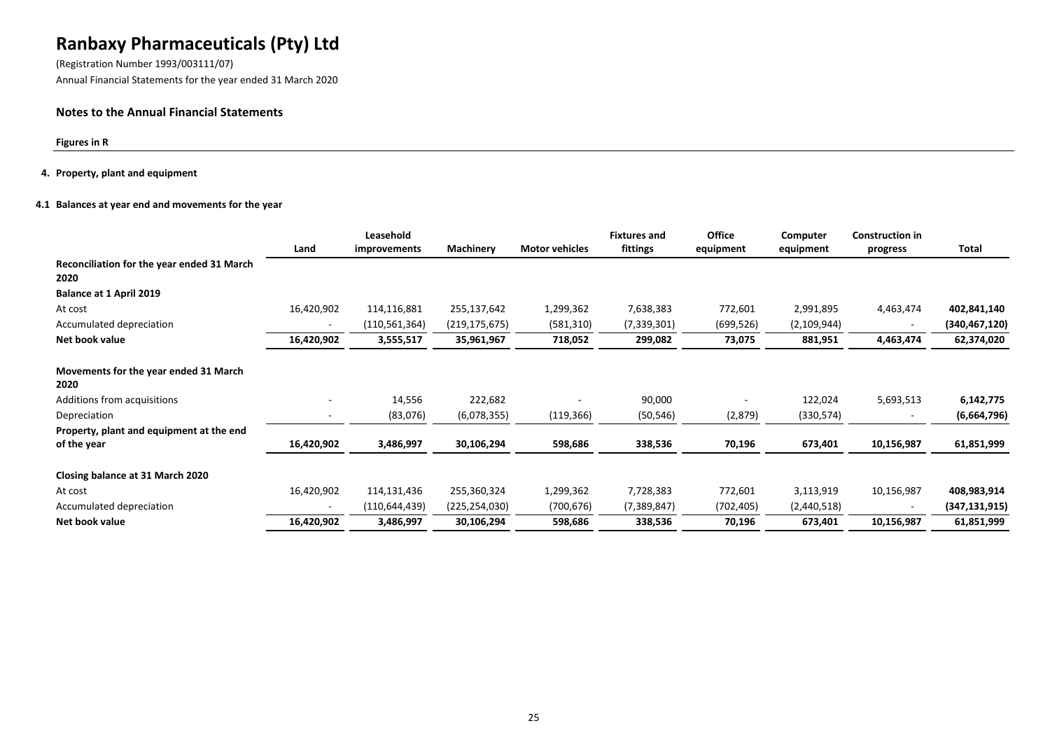# Ranbaxy Pharmaceuticals (Pty) Ltd

(Registration Number 1993/003111/07)

Annual Financial Statements for the year ended 31 March 2020

## Notes to the Annual Financial Statements

**Figures in R**

### 4. Property, plant and equipment

#### 4.1 Balances at year end and movements for the year

| | Land | Leasehold improvements | Machinery | Motor vehicles | Fixtures and fittings | Office equipment | Computer equipment | Construction in progress | Total |
|---|---|---|---|---|---|---|---|---|---|
| **Reconciliation for the year ended 31 March 2020** | | | | | | | | | |
| **Balance at 1 April 2019** | | | | | | | | | |
| At cost | 16,420,902 | 114,116,881 | 255,137,642 | 1,299,362 | 7,638,383 | 772,601 | 2,991,895 | 4,463,474 | **402,841,140** |
| Accumulated depreciation | - | (110,561,364) | (219,175,675) | (581,310) | (7,339,301) | (699,526) | (2,109,944) | - | **(340,467,120)** |
| **Net book value** | **16,420,902** | **3,555,517** | **35,961,967** | **718,052** | **299,082** | **73,075** | **881,951** | **4,463,474** | **62,374,020** |
| | | | | | | | | | |
| **Movements for the year ended 31 March 2020** | | | | | | | | | |
| Additions from acquisitions | - | 14,556 | 222,682 | - | 90,000 | - | 122,024 | 5,693,513 | **6,142,775** |
| Depreciation | - | (83,076) | (6,078,355) | (119,366) | (50,546) | (2,879) | (330,574) | - | **(6,664,796)** |
| **Property, plant and equipment at the end of the year** | **16,420,902** | **3,486,997** | **30,106,294** | **598,686** | **338,536** | **70,196** | **673,401** | **10,156,987** | **61,851,999** |
| | | | | | | | | | |
| **Closing balance at 31 March 2020** | | | | | | | | | |
| At cost | 16,420,902 | 114,131,436 | 255,360,324 | 1,299,362 | 7,728,383 | 772,601 | 3,113,919 | 10,156,987 | **408,983,914** |
| Accumulated depreciation | - | (110,644,439) | (225,254,030) | (700,676) | (7,389,847) | (702,405) | (2,440,518) | - | **(347,131,915)** |
| **Net book value** | **16,420,902** | **3,486,997** | **30,106,294** | **598,686** | **338,536** | **70,196** | **673,401** | **10,156,987** | **61,851,999** |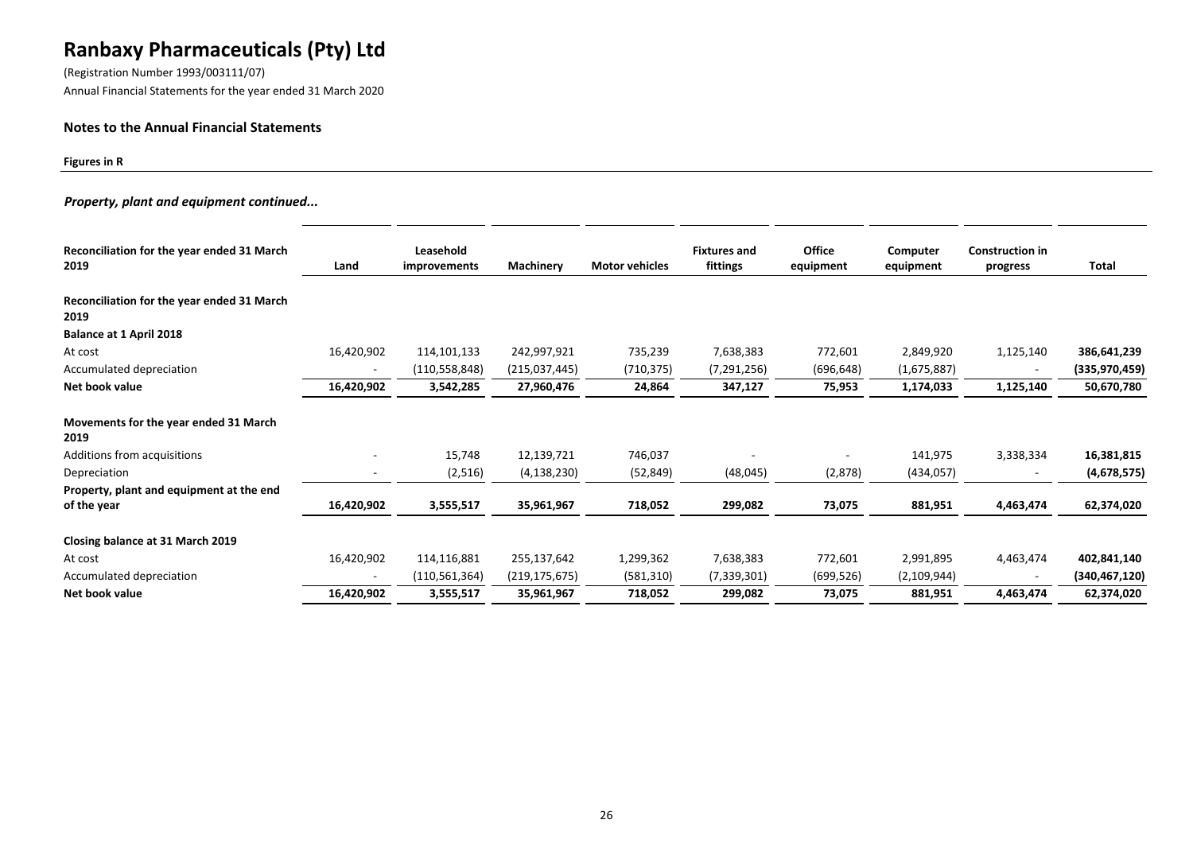# Ranbaxy Pharmaceuticals (Pty) Ltd

(Registration Number 1993/003111/07)
Annual Financial Statements for the year ended 31 March 2020

### Notes to the Annual Financial Statements

**Figures in R**

***Property, plant and equipment continued...***

| Reconciliation for the year ended 31 March 2019 | Land | Leasehold improvements | Machinery | Motor vehicles | Fixtures and fittings | Office equipment | Computer equipment | Construction in progress | Total |
|---|---|---|---|---|---|---|---|---|---|
| **Reconciliation for the year ended 31 March 2019** | | | | | | | | | |
| **Balance at 1 April 2018** | | | | | | | | | |
| At cost | 16,420,902 | 114,101,133 | 242,997,921 | 735,239 | 7,638,383 | 772,601 | 2,849,920 | 1,125,140 | **386,641,239** |
| Accumulated depreciation | - | (110,558,848) | (215,037,445) | (710,375) | (7,291,256) | (696,648) | (1,675,887) | - | **(335,970,459)** |
| **Net book value** | **16,420,902** | **3,542,285** | **27,960,476** | **24,864** | **347,127** | **75,953** | **1,174,033** | **1,125,140** | **50,670,780** |
| **Movements for the year ended 31 March 2019** | | | | | | | | | |
| Additions from acquisitions | - | 15,748 | 12,139,721 | 746,037 | - | - | 141,975 | 3,338,334 | **16,381,815** |
| Depreciation | - | (2,516) | (4,138,230) | (52,849) | (48,045) | (2,878) | (434,057) | - | **(4,678,575)** |
| **Property, plant and equipment at the end of the year** | **16,420,902** | **3,555,517** | **35,961,967** | **718,052** | **299,082** | **73,075** | **881,951** | **4,463,474** | **62,374,020** |
| **Closing balance at 31 March 2019** | | | | | | | | | |
| At cost | 16,420,902 | 114,116,881 | 255,137,642 | 1,299,362 | 7,638,383 | 772,601 | 2,991,895 | 4,463,474 | **402,841,140** |
| Accumulated depreciation | - | (110,561,364) | (219,175,675) | (581,310) | (7,339,301) | (699,526) | (2,109,944) | - | **(340,467,120)** |
| **Net book value** | **16,420,902** | **3,555,517** | **35,961,967** | **718,052** | **299,082** | **73,075** | **881,951** | **4,463,474** | **62,374,020** |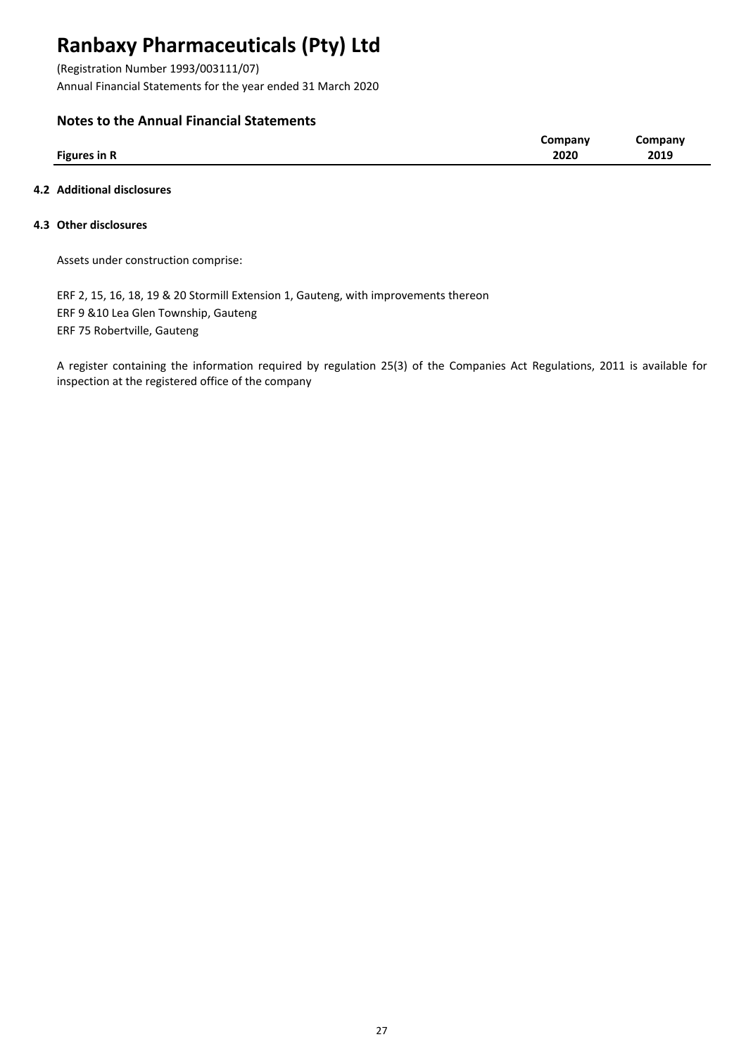## Notes to the Annual Financial Statements

| Figures in R | Company 2020 | Company 2019 |
|---|---|---|

### 4.2 Additional disclosures

### 4.3 Other disclosures

Assets under construction comprise:

ERF 2, 15, 16, 18, 19 & 20 Stormill Extension 1, Gauteng, with improvements thereon
ERF 9 &10 Lea Glen Township, Gauteng
ERF 75 Robertville, Gauteng

A register containing the information required by regulation 25(3) of the Companies Act Regulations, 2011 is available for inspection at the registered office of the company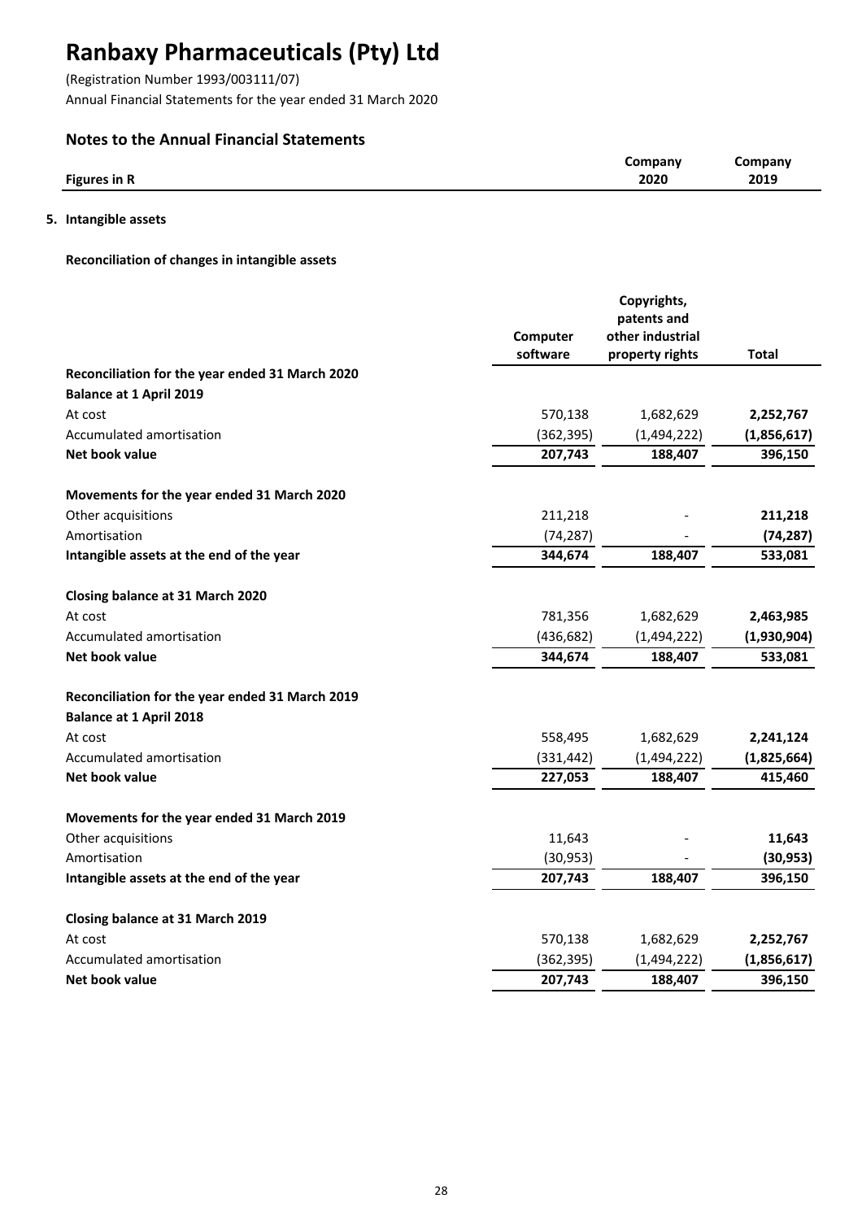# Ranbaxy Pharmaceuticals (Pty) Ltd

(Registration Number 1993/003111/07)
Annual Financial Statements for the year ended 31 March 2020

## Notes to the Annual Financial Statements

| Figures in R | Company 2020 | Company 2019 |
|---|---|---|

### 5. Intangible assets

**Reconciliation of changes in intangible assets**

| | Computer software | Copyrights, patents and other industrial property rights | Total |
|---|---|---|---|
| **Reconciliation for the year ended 31 March 2020** | | | |
| **Balance at 1 April 2019** | | | |
| At cost | 570,138 | 1,682,629 | **2,252,767** |
| Accumulated amortisation | (362,395) | (1,494,222) | **(1,856,617)** |
| **Net book value** | **207,743** | **188,407** | **396,150** |
| | | | |
| **Movements for the year ended 31 March 2020** | | | |
| Other acquisitions | 211,218 | - | **211,218** |
| Amortisation | (74,287) | - | **(74,287)** |
| **Intangible assets at the end of the year** | **344,674** | **188,407** | **533,081** |
| | | | |
| **Closing balance at 31 March 2020** | | | |
| At cost | 781,356 | 1,682,629 | **2,463,985** |
| Accumulated amortisation | (436,682) | (1,494,222) | **(1,930,904)** |
| **Net book value** | **344,674** | **188,407** | **533,081** |
| | | | |
| **Reconciliation for the year ended 31 March 2019** | | | |
| **Balance at 1 April 2018** | | | |
| At cost | 558,495 | 1,682,629 | **2,241,124** |
| Accumulated amortisation | (331,442) | (1,494,222) | **(1,825,664)** |
| **Net book value** | **227,053** | **188,407** | **415,460** |
| | | | |
| **Movements for the year ended 31 March 2019** | | | |
| Other acquisitions | 11,643 | - | **11,643** |
| Amortisation | (30,953) | - | **(30,953)** |
| **Intangible assets at the end of the year** | **207,743** | **188,407** | **396,150** |
| | | | |
| **Closing balance at 31 March 2019** | | | |
| At cost | 570,138 | 1,682,629 | **2,252,767** |
| Accumulated amortisation | (362,395) | (1,494,222) | **(1,856,617)** |
| **Net book value** | **207,743** | **188,407** | **396,150** |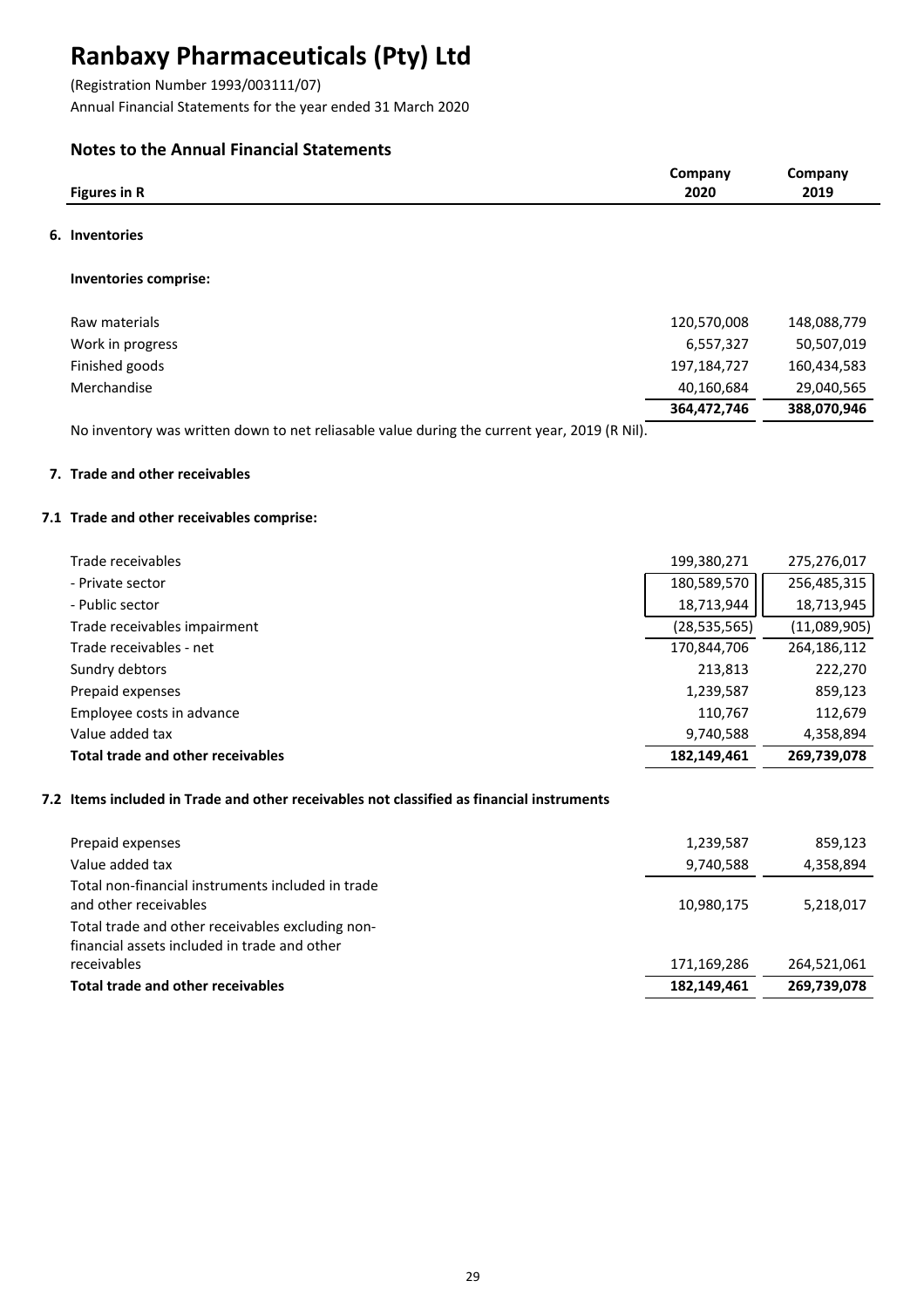# Ranbaxy Pharmaceuticals (Pty) Ltd

(Registration Number 1993/003111/07)
Annual Financial Statements for the year ended 31 March 2020

## Notes to the Annual Financial Statements

| Figures in R | Company 2020 | Company 2019 |
|---|---|---|

### 6. Inventories

**Inventories comprise:**

| | Company 2020 | Company 2019 |
|---|---|---|
| Raw materials | 120,570,008 | 148,088,779 |
| Work in progress | 6,557,327 | 50,507,019 |
| Finished goods | 197,184,727 | 160,434,583 |
| Merchandise | 40,160,684 | 29,040,565 |
| | **364,472,746** | **388,070,946** |

No inventory was written down to net reliasable value during the current year, 2019 (R Nil).

### 7. Trade and other receivables

#### 7.1 Trade and other receivables comprise:

| | Company 2020 | Company 2019 |
|---|---|---|
| Trade receivables | 199,380,271 | 275,276,017 |
| - Private sector | 180,589,570 | 256,485,315 |
| - Public sector | 18,713,944 | 18,713,945 |
| Trade receivables impairment | (28,535,565) | (11,089,905) |
| Trade receivables - net | 170,844,706 | 264,186,112 |
| Sundry debtors | 213,813 | 222,270 |
| Prepaid expenses | 1,239,587 | 859,123 |
| Employee costs in advance | 110,767 | 112,679 |
| Value added tax | 9,740,588 | 4,358,894 |
| **Total trade and other receivables** | **182,149,461** | **269,739,078** |

#### 7.2 Items included in Trade and other receivables not classified as financial instruments

| | Company 2020 | Company 2019 |
|---|---|---|
| Prepaid expenses | 1,239,587 | 859,123 |
| Value added tax | 9,740,588 | 4,358,894 |
| Total non-financial instruments included in trade and other receivables | 10,980,175 | 5,218,017 |
| Total trade and other receivables excluding non-financial assets included in trade and other receivables | 171,169,286 | 264,521,061 |
| **Total trade and other receivables** | **182,149,461** | **269,739,078** |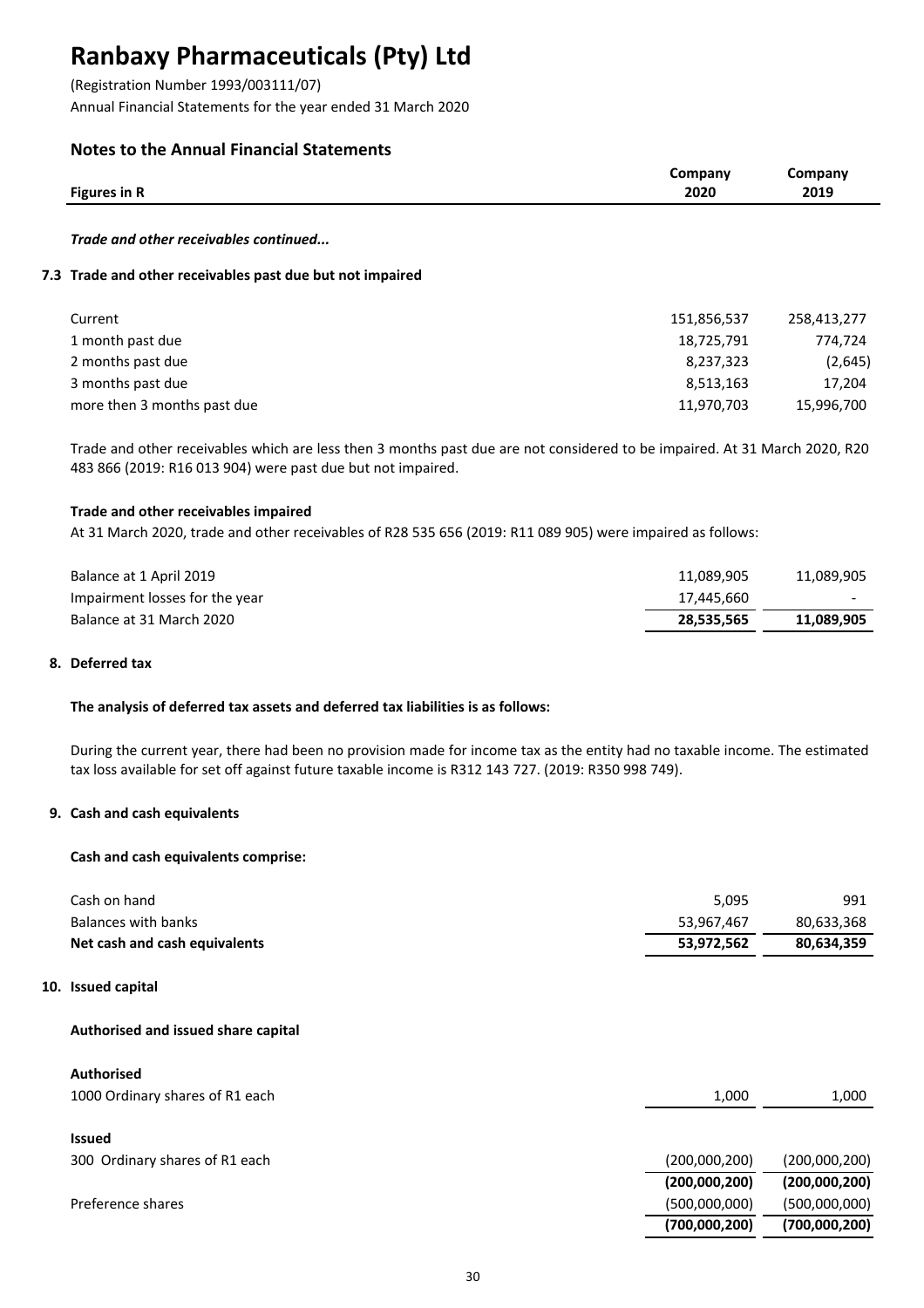# Ranbaxy Pharmaceuticals (Pty) Ltd

(Registration Number 1993/003111/07)
Annual Financial Statements for the year ended 31 March 2020

## Notes to the Annual Financial Statements

| Figures in R | Company 2020 | Company 2019 |
|---|---|---|

*Trade and other receivables continued...*

### 7.3 Trade and other receivables past due but not impaired

| | Company 2020 | Company 2019 |
|---|---|---|
| Current | 151,856,537 | 258,413,277 |
| 1 month past due | 18,725,791 | 774,724 |
| 2 months past due | 8,237,323 | (2,645) |
| 3 months past due | 8,513,163 | 17,204 |
| more then 3 months past due | 11,970,703 | 15,996,700 |

Trade and other receivables which are less then 3 months past due are not considered to be impaired. At 31 March 2020, R20 483 866 (2019: R16 013 904) were past due but not impaired.

**Trade and other receivables impaired**

At 31 March 2020, trade and other receivables of R28 535 656 (2019: R11 089 905) were impaired as follows:

| | Company 2020 | Company 2019 |
|---|---|---|
| Balance at 1 April 2019 | 11,089,905 | 11,089,905 |
| Impairment losses for the year | 17,445,660 | - |
| Balance at 31 March 2020 | **28,535,565** | **11,089,905** |

### 8. Deferred tax

**The analysis of deferred tax assets and deferred tax liabilities is as follows:**

During the current year, there had been no provision made for income tax as the entity had no taxable income. The estimated tax loss available for set off against future taxable income is R312 143 727. (2019: R350 998 749).

### 9. Cash and cash equivalents

**Cash and cash equivalents comprise:**

| | Company 2020 | Company 2019 |
|---|---|---|
| Cash on hand | 5,095 | 991 |
| Balances with banks | 53,967,467 | 80,633,368 |
| **Net cash and cash equivalents** | **53,972,562** | **80,634,359** |

### 10. Issued capital

**Authorised and issued share capital**

| | Company 2020 | Company 2019 |
|---|---|---|
| **Authorised** | | |
| 1000 Ordinary shares of R1 each | 1,000 | 1,000 |
| **Issued** | | |
| 300 Ordinary shares of R1 each | (200,000,200) | (200,000,200) |
| | **(200,000,200)** | **(200,000,200)** |
| Preference shares | (500,000,000) | (500,000,000) |
| | **(700,000,200)** | **(700,000,200)** |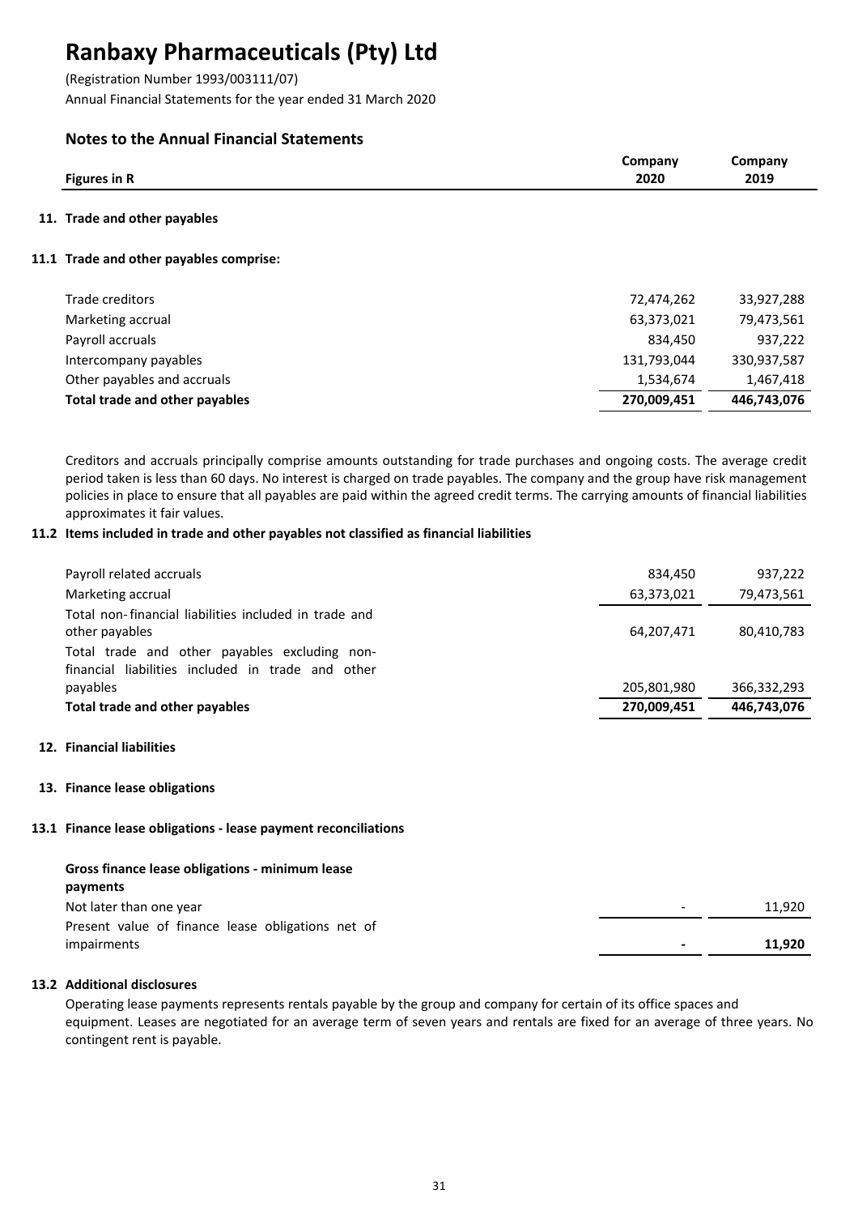# Ranbaxy Pharmaceuticals (Pty) Ltd

(Registration Number 1993/003111/07)
Annual Financial Statements for the year ended 31 March 2020

## Notes to the Annual Financial Statements

| Figures in R | Company 2020 | Company 2019 |
|---|---|---|

### 11. Trade and other payables

#### 11.1 Trade and other payables comprise:

| | Company 2020 | Company 2019 |
|---|---|---|
| Trade creditors | 72,474,262 | 33,927,288 |
| Marketing accrual | 63,373,021 | 79,473,561 |
| Payroll accruals | 834,450 | 937,222 |
| Intercompany payables | 131,793,044 | 330,937,587 |
| Other payables and accruals | 1,534,674 | 1,467,418 |
| **Total trade and other payables** | **270,009,451** | **446,743,076** |

Creditors and accruals principally comprise amounts outstanding for trade purchases and ongoing costs. The average credit period taken is less than 60 days. No interest is charged on trade payables. The company and the group have risk management policies in place to ensure that all payables are paid within the agreed credit terms. The carrying amounts of financial liabilities approximates it fair values.

#### 11.2 Items included in trade and other payables not classified as financial liabilities

| | Company 2020 | Company 2019 |
|---|---|---|
| Payroll related accruals | 834,450 | 937,222 |
| Marketing accrual | 63,373,021 | 79,473,561 |
| Total non-financial liabilities included in trade and other payables | 64,207,471 | 80,410,783 |
| Total trade and other payables excluding non-financial liabilities included in trade and other payables | 205,801,980 | 366,332,293 |
| **Total trade and other payables** | **270,009,451** | **446,743,076** |

### 12. Financial liabilities

### 13. Finance lease obligations

#### 13.1 Finance lease obligations - lease payment reconciliations

| | Company 2020 | Company 2019 |
|---|---|---|
| **Gross finance lease obligations - minimum lease payments** | | |
| Not later than one year | - | 11,920 |
| Present value of finance lease obligations net of impairments | **-** | **11,920** |

#### 13.2 Additional disclosures

Operating lease payments represents rentals payable by the group and company for certain of its office spaces and equipment. Leases are negotiated for an average term of seven years and rentals are fixed for an average of three years. No contingent rent is payable.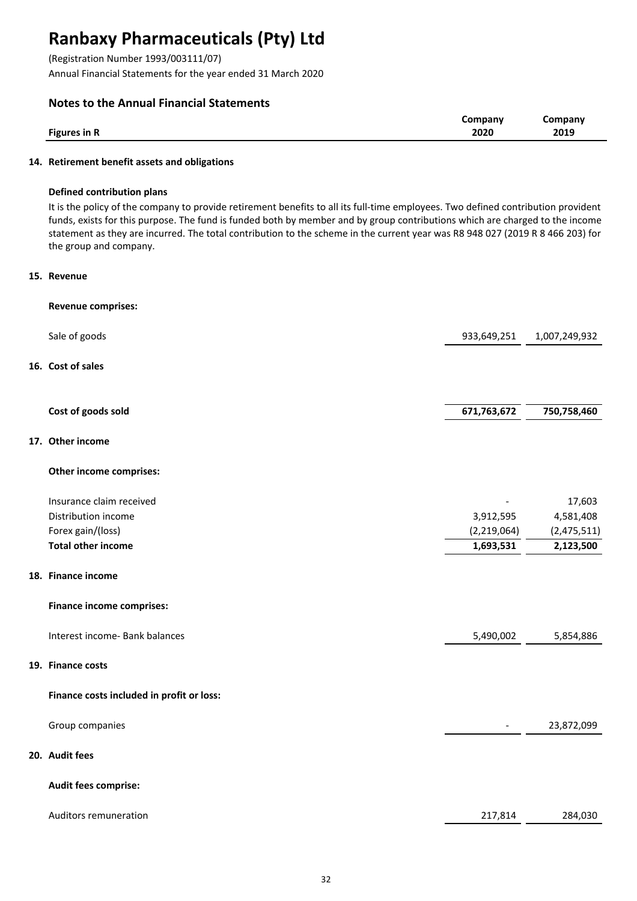# Ranbaxy Pharmaceuticals (Pty) Ltd

(Registration Number 1993/003111/07)
Annual Financial Statements for the year ended 31 March 2020

## Notes to the Annual Financial Statements

| Figures in R | Company 2020 | Company 2019 |
|---|---|---|

### 14. Retirement benefit assets and obligations

**Defined contribution plans**

It is the policy of the company to provide retirement benefits to all its full-time employees. Two defined contribution provident funds, exists for this purpose. The fund is funded both by member and by group contributions which are charged to the income statement as they are incurred. The total contribution to the scheme in the current year was R8 948 027 (2019 R 8 466 203) for the group and company.

### 15. Revenue

**Revenue comprises:**

| | Company 2020 | Company 2019 |
|---|---|---|
| Sale of goods | 933,649,251 | 1,007,249,932 |

### 16. Cost of sales

| | Company 2020 | Company 2019 |
|---|---|---|
| **Cost of goods sold** | **671,763,672** | **750,758,460** |

### 17. Other income

**Other income comprises:**

| | Company 2020 | Company 2019 |
|---|---|---|
| Insurance claim received | - | 17,603 |
| Distribution income | 3,912,595 | 4,581,408 |
| Forex gain/(loss) | (2,219,064) | (2,475,511) |
| **Total other income** | **1,693,531** | **2,123,500** |

### 18. Finance income

**Finance income comprises:**

| | Company 2020 | Company 2019 |
|---|---|---|
| Interest income- Bank balances | 5,490,002 | 5,854,886 |

### 19. Finance costs

**Finance costs included in profit or loss:**

| | Company 2020 | Company 2019 |
|---|---|---|
| Group companies | - | 23,872,099 |

### 20. Audit fees

**Audit fees comprise:**

| | Company 2020 | Company 2019 |
|---|---|---|
| Auditors remuneration | 217,814 | 284,030 |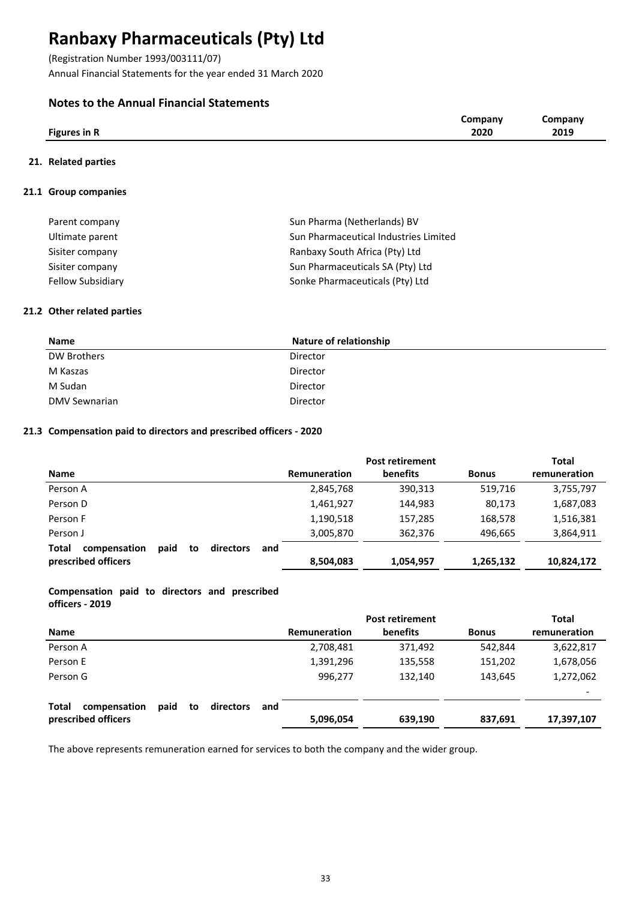# Ranbaxy Pharmaceuticals (Pty) Ltd

(Registration Number 1993/003111/07)
Annual Financial Statements for the year ended 31 March 2020

## Notes to the Annual Financial Statements

| Figures in R | Company 2020 | Company 2019 |
|---|---|---|

### 21. Related parties

#### 21.1 Group companies

| | |
|---|---|
| Parent company | Sun Pharma (Netherlands) BV |
| Ultimate parent | Sun Pharmaceutical Industries Limited |
| Sisiter company | Ranbaxy South Africa (Pty) Ltd |
| Sisiter company | Sun Pharmaceuticals SA (Pty) Ltd |
| Fellow Subsidiary | Sonke Pharmaceuticals (Pty) Ltd |

#### 21.2 Other related parties

| Name | Nature of relationship |
|---|---|
| DW Brothers | Director |
| M Kaszas | Director |
| M Sudan | Director |
| DMV Sewnarian | Director |

#### 21.3 Compensation paid to directors and prescribed officers - 2020

| Name | Remuneration | Post retirement benefits | Bonus | Total remuneration |
|---|---|---|---|---|
| Person A | 2,845,768 | 390,313 | 519,716 | 3,755,797 |
| Person D | 1,461,927 | 144,983 | 80,173 | 1,687,083 |
| Person F | 1,190,518 | 157,285 | 168,578 | 1,516,381 |
| Person J | 3,005,870 | 362,376 | 496,665 | 3,864,911 |
| **Total compensation paid to directors and prescribed officers** | **8,504,083** | **1,054,957** | **1,265,132** | **10,824,172** |

**Compensation paid to directors and prescribed officers - 2019**

| Name | Remuneration | Post retirement benefits | Bonus | Total remuneration |
|---|---|---|---|---|
| Person A | 2,708,481 | 371,492 | 542,844 | 3,622,817 |
| Person E | 1,391,296 | 135,558 | 151,202 | 1,678,056 |
| Person G | 996,277 | 132,140 | 143,645 | 1,272,062 |
| | | | | - |
| **Total compensation paid to directors and prescribed officers** | **5,096,054** | **639,190** | **837,691** | **17,397,107** |

The above represents remuneration earned for services to both the company and the wider group.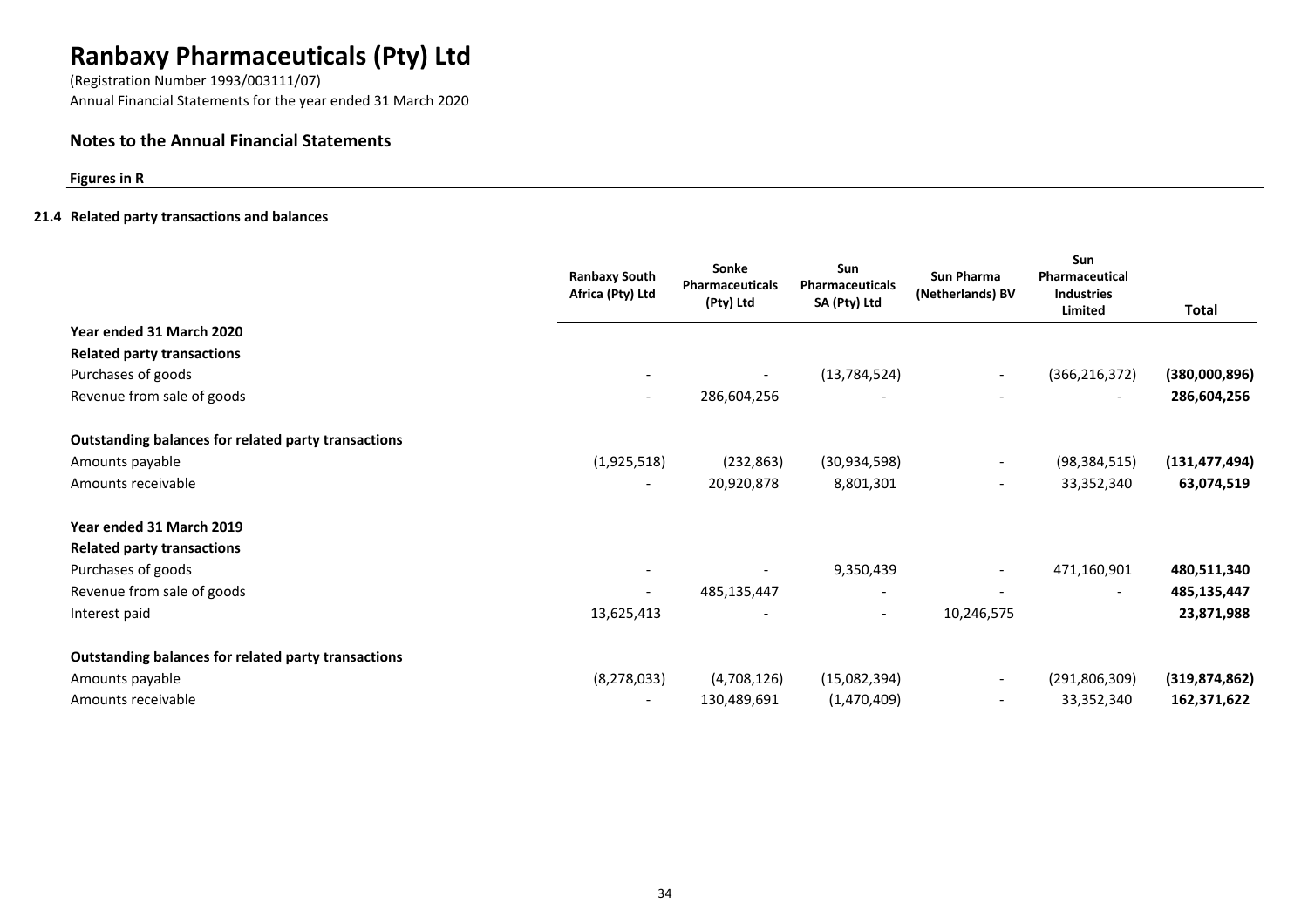# Ranbaxy Pharmaceuticals (Pty) Ltd

(Registration Number 1993/003111/07)
Annual Financial Statements for the year ended 31 March 2020

## Notes to the Annual Financial Statements

**Figures in R**

### 21.4 Related party transactions and balances

| | Ranbaxy South Africa (Pty) Ltd | Sonke Pharmaceuticals (Pty) Ltd | Sun Pharmaceuticals SA (Pty) Ltd | Sun Pharma (Netherlands) BV | Sun Pharmaceutical Industries Limited | Total |
|---|---|---|---|---|---|---|
| **Year ended 31 March 2020** | | | | | | |
| **Related party transactions** | | | | | | |
| Purchases of goods | - | - | (13,784,524) | - | (366,216,372) | **(380,000,896)** |
| Revenue from sale of goods | - | 286,604,256 | - | - | - | **286,604,256** |
| **Outstanding balances for related party transactions** | | | | | | |
| Amounts payable | (1,925,518) | (232,863) | (30,934,598) | - | (98,384,515) | **(131,477,494)** |
| Amounts receivable | - | 20,920,878 | 8,801,301 | - | 33,352,340 | **63,074,519** |
| **Year ended 31 March 2019** | | | | | | |
| **Related party transactions** | | | | | | |
| Purchases of goods | - | - | 9,350,439 | - | 471,160,901 | **480,511,340** |
| Revenue from sale of goods | - | 485,135,447 | - | - | - | **485,135,447** |
| Interest paid | 13,625,413 | - | - | 10,246,575 | | **23,871,988** |
| **Outstanding balances for related party transactions** | | | | | | |
| Amounts payable | (8,278,033) | (4,708,126) | (15,082,394) | - | (291,806,309) | **(319,874,862)** |
| Amounts receivable | - | 130,489,691 | (1,470,409) | - | 33,352,340 | **162,371,622** |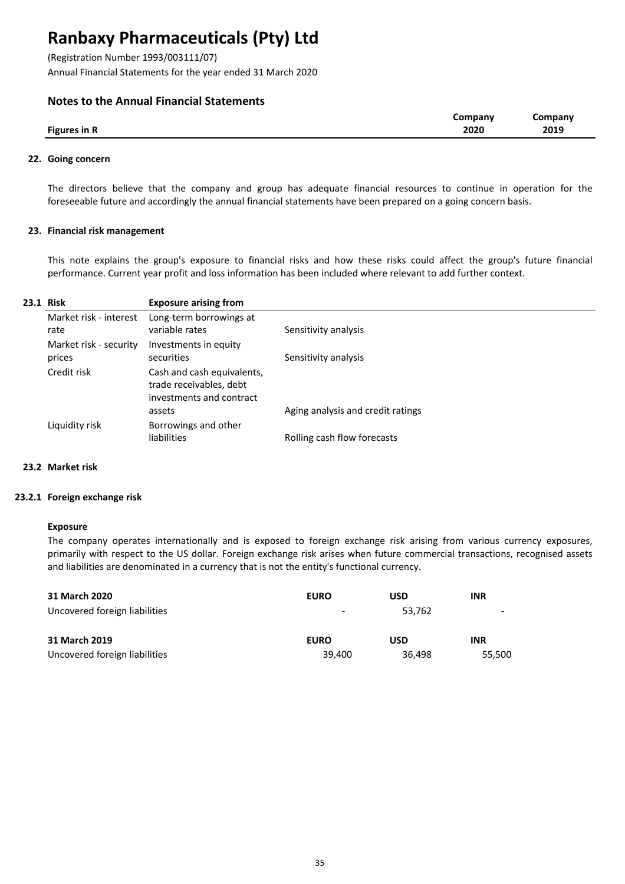# Ranbaxy Pharmaceuticals (Pty) Ltd

(Registration Number 1993/003111/07)
Annual Financial Statements for the year ended 31 March 2020

## Notes to the Annual Financial Statements

| Figures in R | Company 2020 | Company 2019 |
|---|---|---|

### 22. Going concern

The directors believe that the company and group has adequate financial resources to continue in operation for the foreseeable future and accordingly the annual financial statements have been prepared on a going concern basis.

### 23. Financial risk management

This note explains the group's exposure to financial risks and how these risks could affect the group's future financial performance. Current year profit and loss information has been included where relevant to add further context.

#### 23.1 Risk

| Risk | Exposure arising from | |
|---|---|---|
| Market risk - interest rate | Long-term borrowings at variable rates | Sensitivity analysis |
| Market risk - security prices | Investments in equity securities | Sensitivity analysis |
| Credit risk | Cash and cash equivalents, trade receivables, debt investments and contract assets | Aging analysis and credit ratings |
| Liquidity risk | Borrowings and other liabilities | Rolling cash flow forecasts |

#### 23.2 Market risk

##### 23.2.1 Foreign exchange risk

**Exposure**

The company operates internationally and is exposed to foreign exchange risk arising from various currency exposures, primarily with respect to the US dollar. Foreign exchange risk arises when future commercial transactions, recognised assets and liabilities are denominated in a currency that is not the entity's functional currency.

| 31 March 2020 | EURO | USD | INR |
|---|---|---|---|
| Uncovered foreign liabilities | - | 53,762 | - |

| 31 March 2019 | EURO | USD | INR |
|---|---|---|---|
| Uncovered foreign liabilities | 39,400 | 36,498 | 55,500 |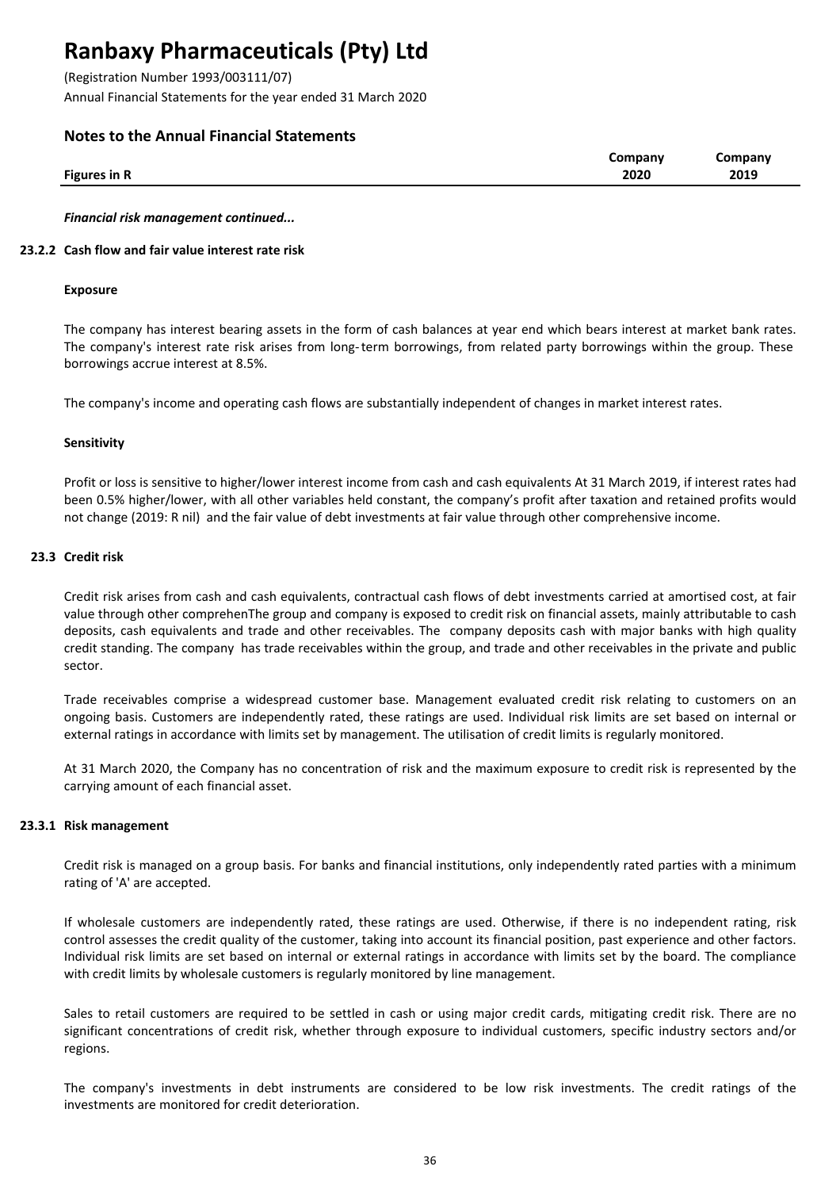Notes to the Annual Financial Statements

| Figures in R | Company 2020 | Company 2019 |
| --- | --- | --- |

*Financial risk management continued...*

### 23.2.2 Cash flow and fair value interest rate risk

**Exposure**

The company has interest bearing assets in the form of cash balances at year end which bears interest at market bank rates. The company's interest rate risk arises from long-term borrowings, from related party borrowings within the group. These borrowings accrue interest at 8.5%.

The company's income and operating cash flows are substantially independent of changes in market interest rates.

**Sensitivity**

Profit or loss is sensitive to higher/lower interest income from cash and cash equivalents At 31 March 2019, if interest rates had been 0.5% higher/lower, with all other variables held constant, the company's profit after taxation and retained profits would not change (2019: R nil) and the fair value of debt investments at fair value through other comprehensive income.

### 23.3 Credit risk

Credit risk arises from cash and cash equivalents, contractual cash flows of debt investments carried at amortised cost, at fair value through other comprehenThe group and company is exposed to credit risk on financial assets, mainly attributable to cash deposits, cash equivalents and trade and other receivables. The company deposits cash with major banks with high quality credit standing. The company has trade receivables within the group, and trade and other receivables in the private and public sector.

Trade receivables comprise a widespread customer base. Management evaluated credit risk relating to customers on an ongoing basis. Customers are independently rated, these ratings are used. Individual risk limits are set based on internal or external ratings in accordance with limits set by management. The utilisation of credit limits is regularly monitored.

At 31 March 2020, the Company has no concentration of risk and the maximum exposure to credit risk is represented by the carrying amount of each financial asset.

### 23.3.1 Risk management

Credit risk is managed on a group basis. For banks and financial institutions, only independently rated parties with a minimum rating of 'A' are accepted.

If wholesale customers are independently rated, these ratings are used. Otherwise, if there is no independent rating, risk control assesses the credit quality of the customer, taking into account its financial position, past experience and other factors. Individual risk limits are set based on internal or external ratings in accordance with limits set by the board. The compliance with credit limits by wholesale customers is regularly monitored by line management.

Sales to retail customers are required to be settled in cash or using major credit cards, mitigating credit risk. There are no significant concentrations of credit risk, whether through exposure to individual customers, specific industry sectors and/or regions.

The company's investments in debt instruments are considered to be low risk investments. The credit ratings of the investments are monitored for credit deterioration.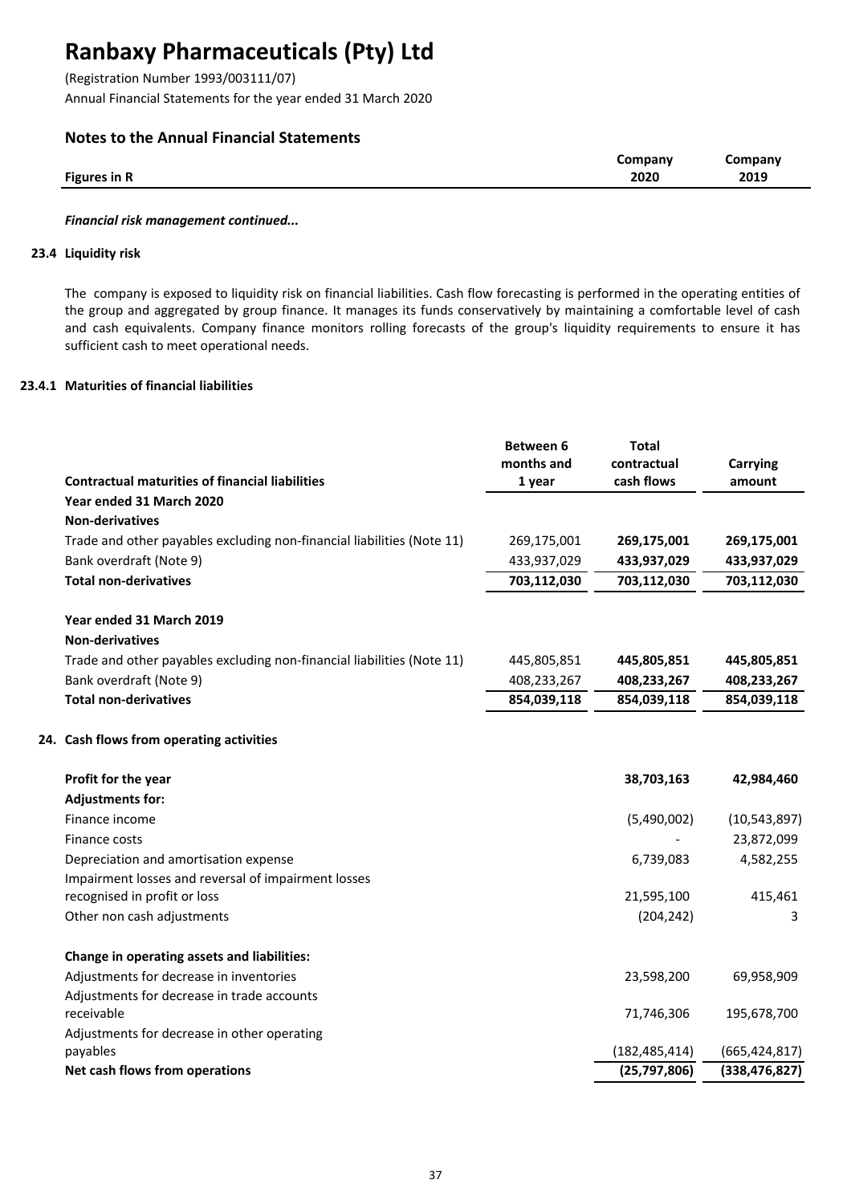# Ranbaxy Pharmaceuticals (Pty) Ltd

(Registration Number 1993/003111/07)
Annual Financial Statements for the year ended 31 March 2020

## Notes to the Annual Financial Statements

| Figures in R | Company 2020 | Company 2019 |
|---|---|---|

*Financial risk management continued...*

### 23.4 Liquidity risk

The company is exposed to liquidity risk on financial liabilities. Cash flow forecasting is performed in the operating entities of the group and aggregated by group finance. It manages its funds conservatively by maintaining a comfortable level of cash and cash equivalents. Company finance monitors rolling forecasts of the group's liquidity requirements to ensure it has sufficient cash to meet operational needs.

#### 23.4.1 Maturities of financial liabilities

| Contractual maturities of financial liabilities | Between 6 months and 1 year | Total contractual cash flows | Carrying amount |
|---|---|---|---|
| **Year ended 31 March 2020** | | | |
| **Non-derivatives** | | | |
| Trade and other payables excluding non-financial liabilities (Note 11) | 269,175,001 | **269,175,001** | **269,175,001** |
| Bank overdraft (Note 9) | 433,937,029 | **433,937,029** | **433,937,029** |
| **Total non-derivatives** | **703,112,030** | **703,112,030** | **703,112,030** |
| **Year ended 31 March 2019** | | | |
| **Non-derivatives** | | | |
| Trade and other payables excluding non-financial liabilities (Note 11) | 445,805,851 | **445,805,851** | **445,805,851** |
| Bank overdraft (Note 9) | 408,233,267 | **408,233,267** | **408,233,267** |
| **Total non-derivatives** | **854,039,118** | **854,039,118** | **854,039,118** |

### 24. Cash flows from operating activities

| | 2020 | 2019 |
|---|---|---|
| **Profit for the year** | **38,703,163** | **42,984,460** |
| **Adjustments for:** | | |
| Finance income | (5,490,002) | (10,543,897) |
| Finance costs | - | 23,872,099 |
| Depreciation and amortisation expense | 6,739,083 | 4,582,255 |
| Impairment losses and reversal of impairment losses recognised in profit or loss | 21,595,100 | 415,461 |
| Other non cash adjustments | (204,242) | 3 |
| **Change in operating assets and liabilities:** | | |
| Adjustments for decrease in inventories | 23,598,200 | 69,958,909 |
| Adjustments for decrease in trade accounts receivable | 71,746,306 | 195,678,700 |
| Adjustments for decrease in other operating payables | (182,485,414) | (665,424,817) |
| **Net cash flows from operations** | **(25,797,806)** | **(338,476,827)** |